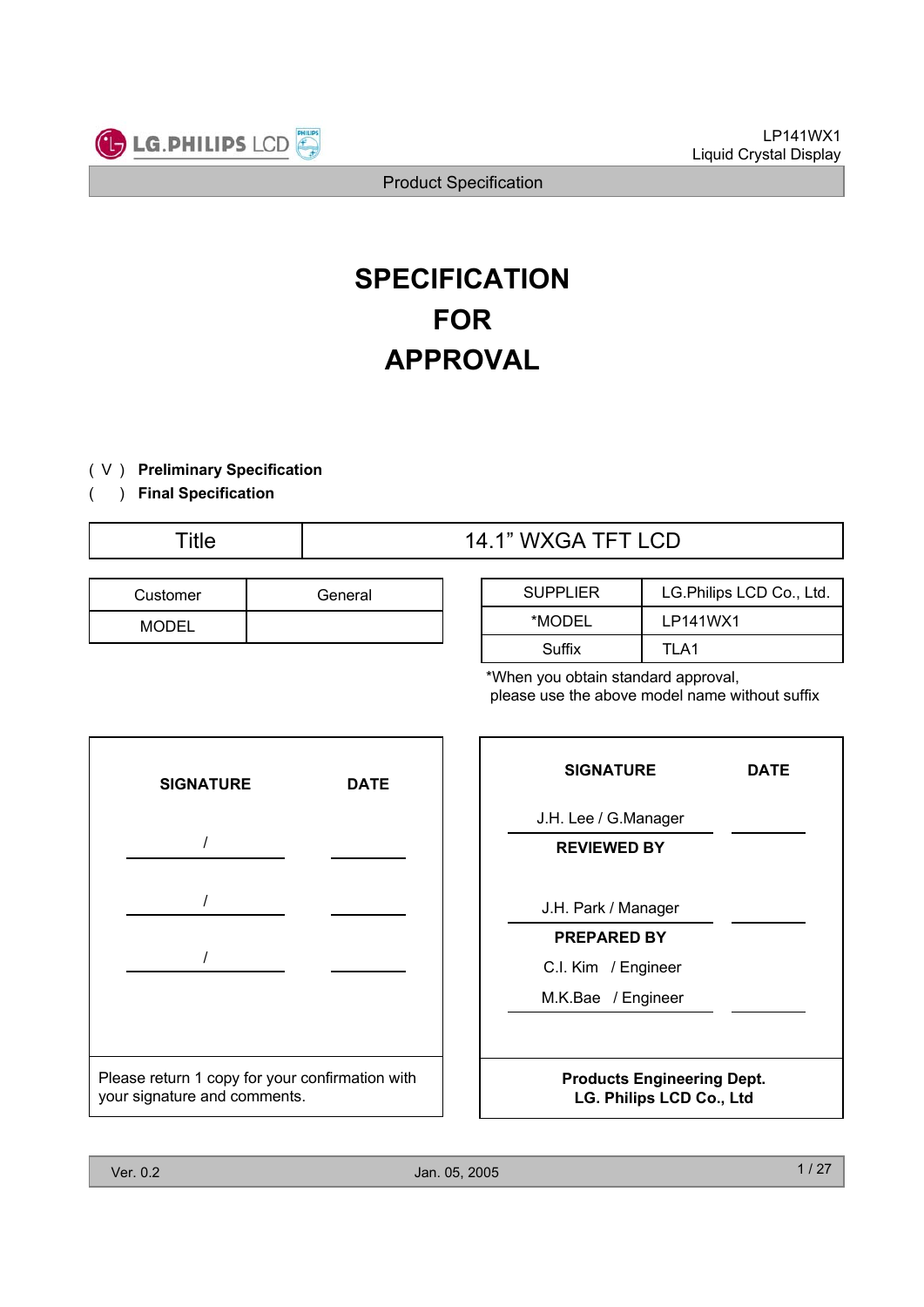# SPECIFICATION FOR APPROVAL

( V ) **Preliminary Specification**
(   ) **Final Specification**

| Title | 14.1" WXGA TFT LCD |
|---|---|

| Customer | General |
|---|---|
| MODEL | |

| SUPPLIER | LG.Philips LCD Co., Ltd. |
|---|---|
| *MODEL | LP141WX1 |
| Suffix | TLA1 |

*When you obtain standard approval, please use the above model name without suffix

| SIGNATURE | DATE |
|---|---|
| / | |
| / | |
| / | |

Please return 1 copy for your confirmation with your signature and comments.

| SIGNATURE | DATE |
|---|---|
| J.H. Lee / G.Manager | |
| **REVIEWED BY** | |
| J.H. Park / Manager | |
| **PREPARED BY** | |
| C.I. Kim / Engineer<br>M.K.Bae / Engineer | |

**Products Engineering Dept.**
**LG. Philips LCD Co., Ltd**

Ver. 0.2 Jan. 05, 2005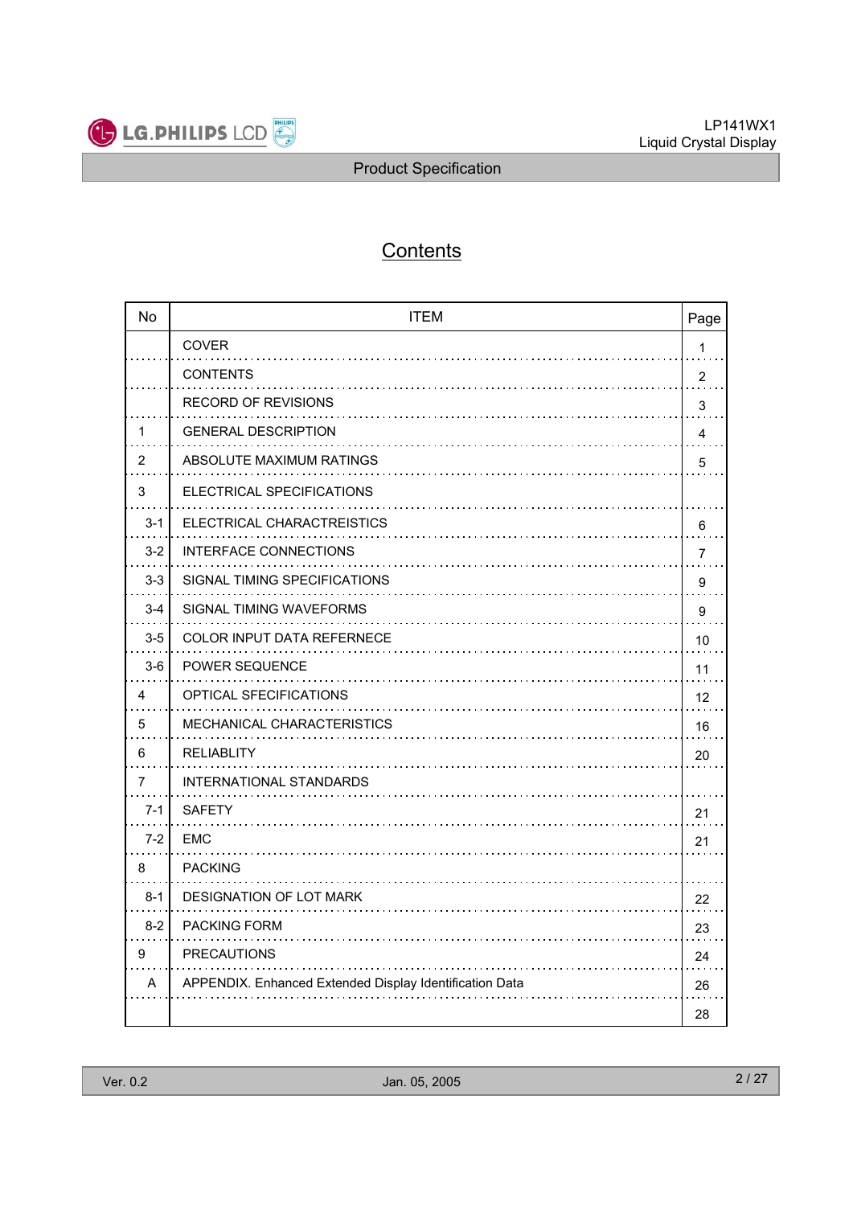# Contents

| No | ITEM | Page |
|---|---|---|
| | COVER | 1 |
| | CONTENTS | 2 |
| | RECORD OF REVISIONS | 3 |
| 1 | GENERAL DESCRIPTION | 4 |
| 2 | ABSOLUTE MAXIMUM RATINGS | 5 |
| 3 | ELECTRICAL SPECIFICATIONS | |
| 3-1 | ELECTRICAL CHARACTREISTICS | 6 |
| 3-2 | INTERFACE CONNECTIONS | 7 |
| 3-3 | SIGNAL TIMING SPECIFICATIONS | 9 |
| 3-4 | SIGNAL TIMING WAVEFORMS | 9 |
| 3-5 | COLOR INPUT DATA REFERNECE | 10 |
| 3-6 | POWER SEQUENCE | 11 |
| 4 | OPTICAL SFECIFICATIONS | 12 |
| 5 | MECHANICAL CHARACTERISTICS | 16 |
| 6 | RELIABLITY | 20 |
| 7 | INTERNATIONAL STANDARDS | |
| 7-1 | SAFETY | 21 |
| 7-2 | EMC | 21 |
| 8 | PACKING | |
| 8-1 | DESIGNATION OF LOT MARK | 22 |
| 8-2 | PACKING FORM | 23 |
| 9 | PRECAUTIONS | 24 |
| A | APPENDIX. Enhanced Extended Display Identification Data | 26 |
| | | 28 |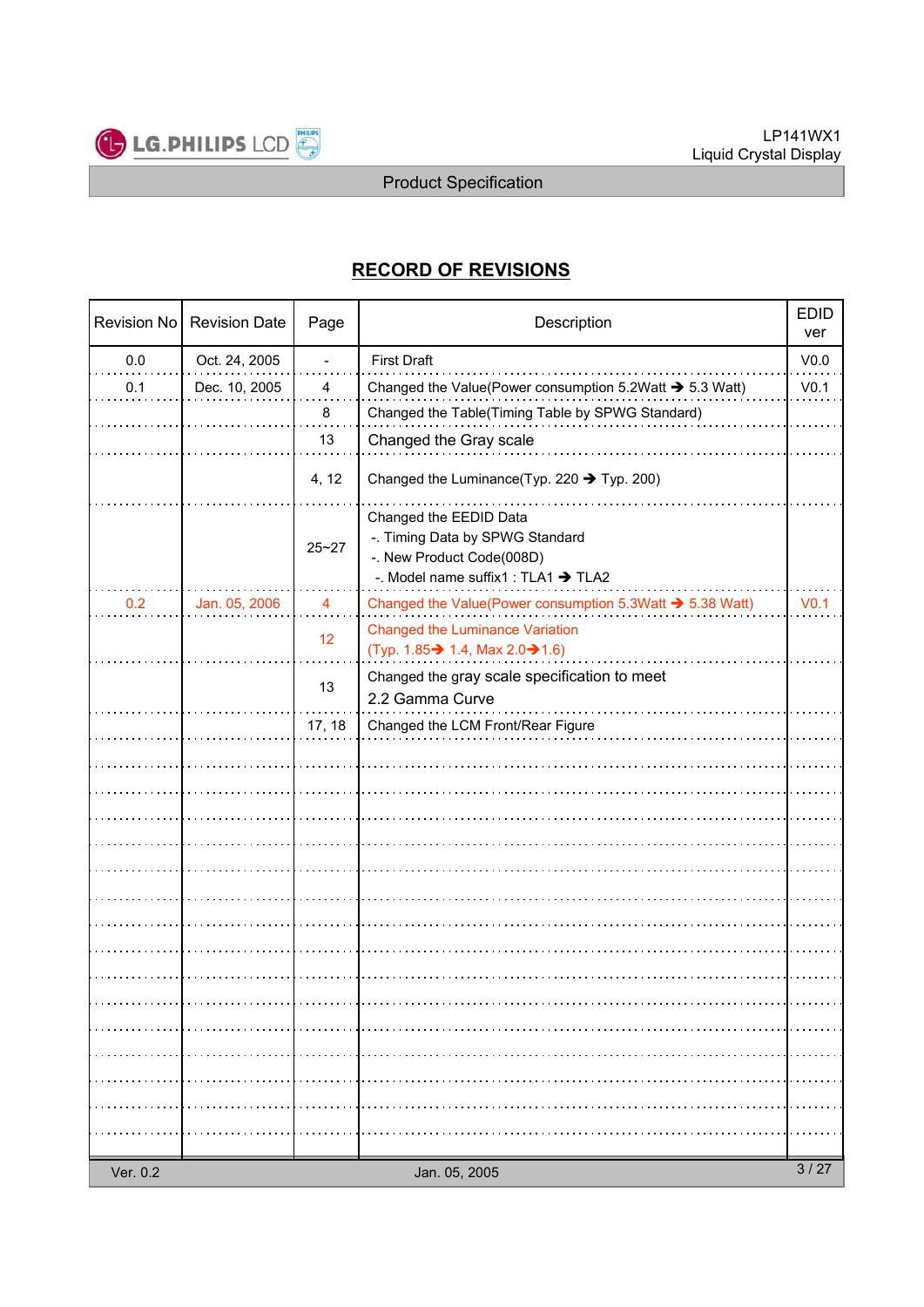## RECORD OF REVISIONS

| Revision No | Revision Date | Page | Description | EDID ver |
|---|---|---|---|---|
| 0.0 | Oct. 24, 2005 | - | First Draft | V0.0 |
| 0.1 | Dec. 10, 2005 | 4 | Changed the Value(Power consumption 5.2Watt ➔ 5.3 Watt) | V0.1 |
| | | 8 | Changed the Table(Timing Table by SPWG Standard) | |
| | | 13 | Changed the Gray scale | |
| | | 4, 12 | Changed the Luminance(Typ. 220 ➔ Typ. 200) | |
| | | 25~27 | Changed the EEDID Data<br>-. Timing Data by SPWG Standard<br>-. New Product Code(008D)<br>-. Model name suffix1 : TLA1 ➔ TLA2 | |
| 0.2 | Jan. 05, 2006 | 4 | Changed the Value(Power consumption 5.3Watt ➔ 5.38 Watt) | V0.1 |
| | | 12 | Changed the Luminance Variation<br>(Typ. 1.85➔ 1.4, Max 2.0➔1.6) | |
| | | 13 | Changed the gray scale specification to meet<br>2.2 Gamma Curve | |
| | | 17, 18 | Changed the LCM Front/Rear Figure | |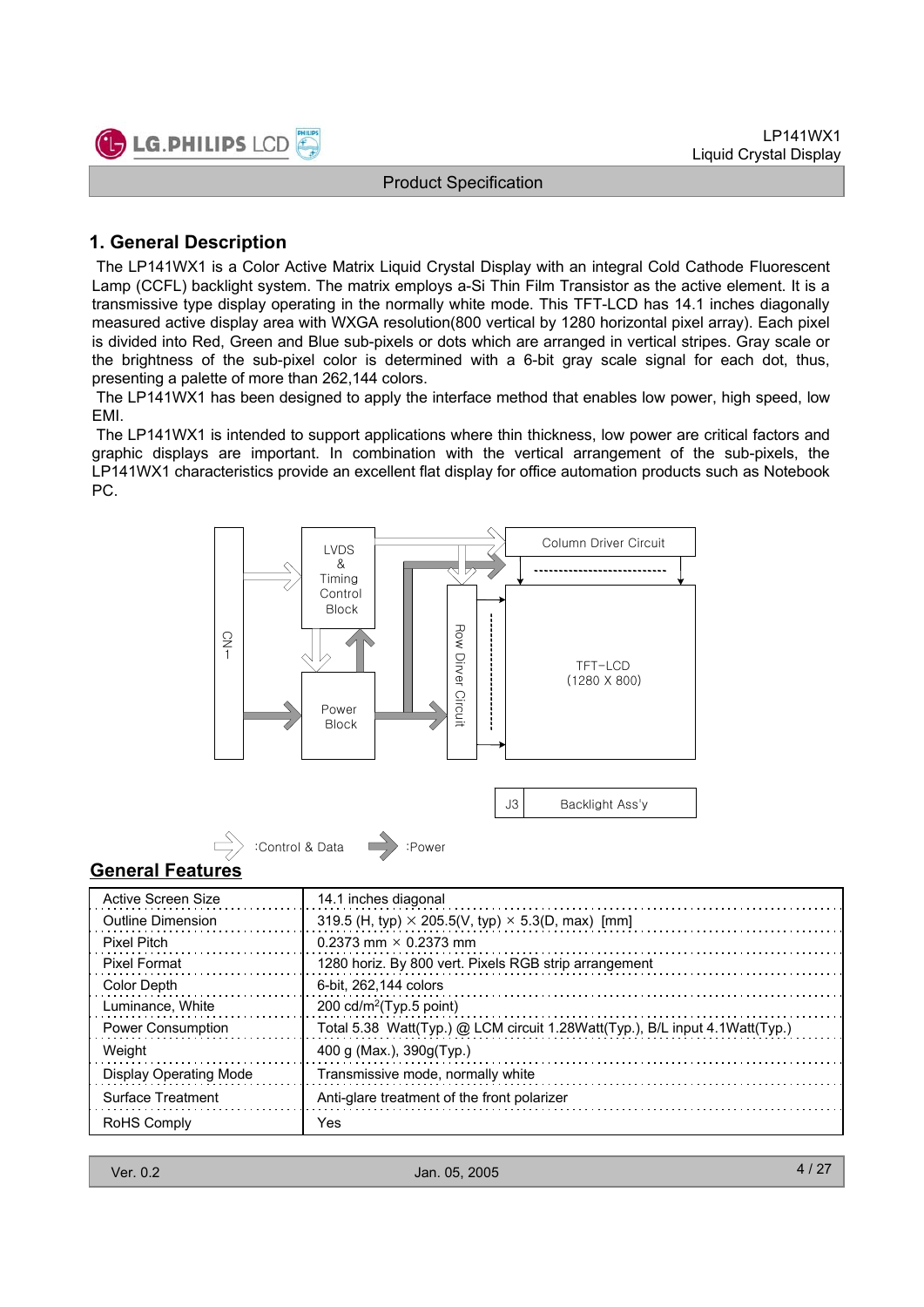## 1. General Description

The LP141WX1 is a Color Active Matrix Liquid Crystal Display with an integral Cold Cathode Fluorescent Lamp (CCFL) backlight system. The matrix employs a-Si Thin Film Transistor as the active element. It is a transmissive type display operating in the normally white mode. This TFT-LCD has 14.1 inches diagonally measured active display area with WXGA resolution(800 vertical by 1280 horizontal pixel array). Each pixel is divided into Red, Green and Blue sub-pixels or dots which are arranged in vertical stripes. Gray scale or the brightness of the sub-pixel color is determined with a 6-bit gray scale signal for each dot, thus, presenting a palette of more than 262,144 colors.

The LP141WX1 has been designed to apply the interface method that enables low power, high speed, low EMI.

The LP141WX1 is intended to support applications where thin thickness, low power are critical factors and graphic displays are important. In combination with the vertical arrangement of the sub-pixels, the LP141WX1 characteristics provide an excellent flat display for office automation products such as Notebook PC.

CN 1

LVDS & Timing Control Block

Power Block

Row Driver Circuit

Column Driver Circuit

TFT-LCD (1280 X 800)

J3 | Backlight Ass'y

:Control & Data   :Power

## General Features

| | |
|---|---|
| Active Screen Size | 14.1 inches diagonal |
| Outline Dimension | 319.5 (H, typ) × 205.5(V, typ) × 5.3(D, max) [mm] |
| Pixel Pitch | 0.2373 mm × 0.2373 mm |
| Pixel Format | 1280 horiz. By 800 vert. Pixels RGB strip arrangement |
| Color Depth | 6-bit, 262,144 colors |
| Luminance, White | 200 cd/m$^2$(Typ.5 point) |
| Power Consumption | Total 5.38 Watt(Typ.) @ LCM circuit 1.28Watt(Typ.), B/L input 4.1Watt(Typ.) |
| Weight | 400 g (Max.), 390g(Typ.) |
| Display Operating Mode | Transmissive mode, normally white |
| Surface Treatment | Anti-glare treatment of the front polarizer |
| RoHS Comply | Yes |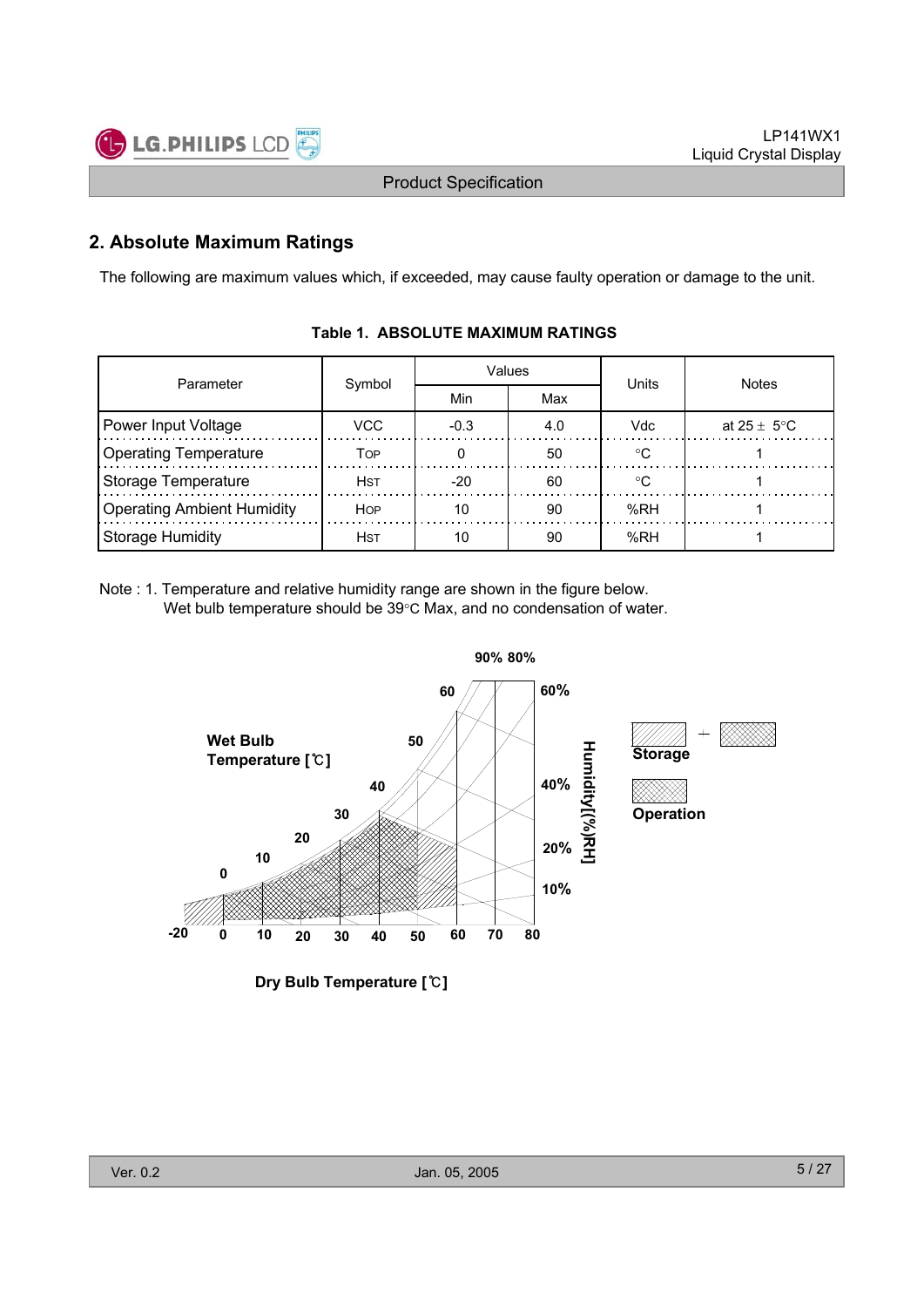## 2. Absolute Maximum Ratings

The following are maximum values which, if exceeded, may cause faulty operation or damage to the unit.

**Table 1. ABSOLUTE MAXIMUM RATINGS**

| Parameter | Symbol | Values | | Units | Notes |
|---|---|---|---|---|---|
| | | Min | Max | | |
| Power Input Voltage | VCC | -0.3 | 4.0 | Vdc | at 25 ± 5°C |
| Operating Temperature | TOP | 0 | 50 | °C | 1 |
| Storage Temperature | HST | -20 | 60 | °C | 1 |
| Operating Ambient Humidity | HOP | 10 | 90 | %RH | 1 |
| Storage Humidity | HST | 10 | 90 | %RH | 1 |

Note : 1. Temperature and relative humidity range are shown in the figure below.
Wet bulb temperature should be 39°C Max, and no condensation of water.

Wet Bulb Temperature [℃]

Humidity[(%)RH]

Storage

Operation

Dry Bulb Temperature [℃]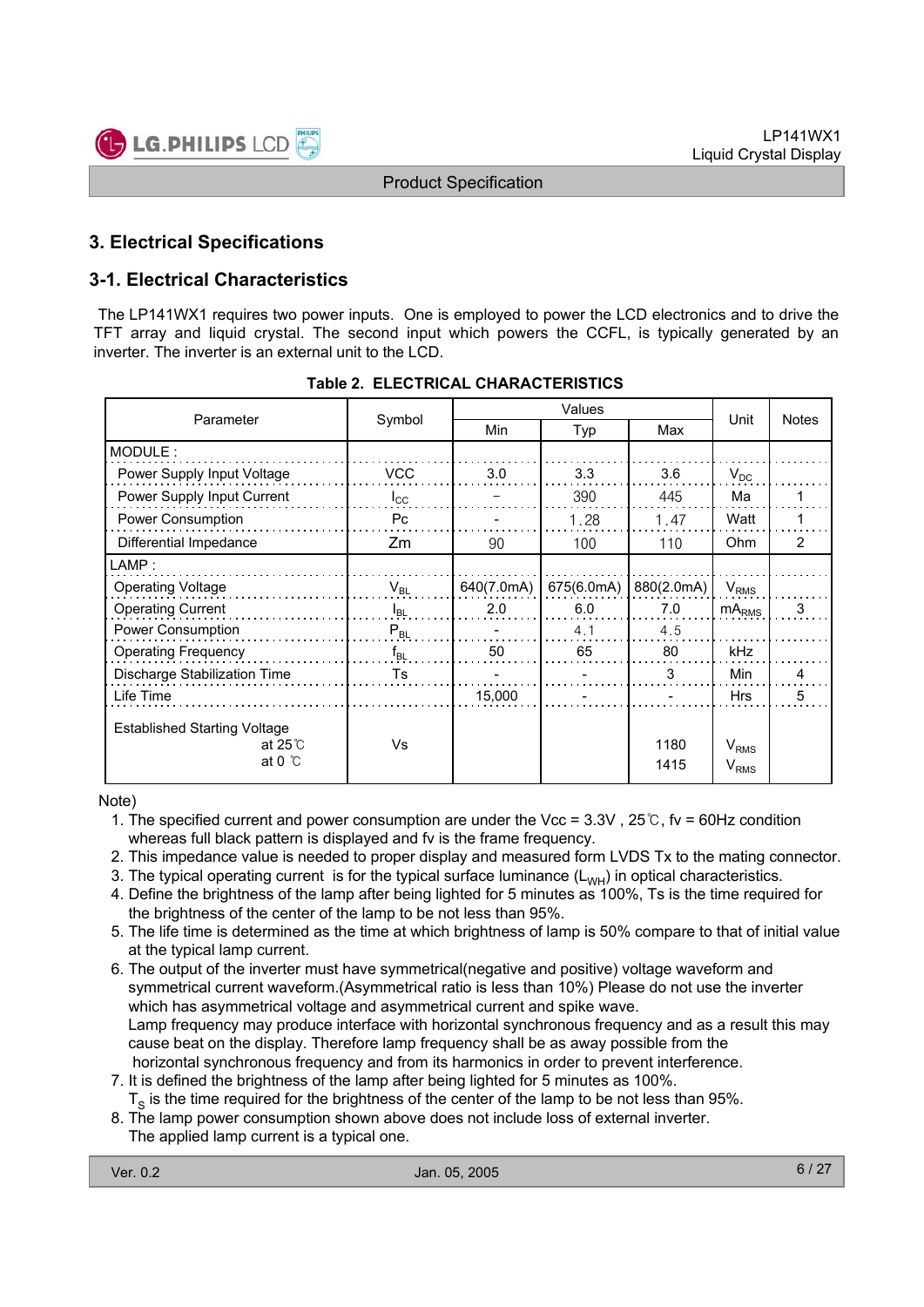## 3. Electrical Specifications

### 3-1. Electrical Characteristics

The LP141WX1 requires two power inputs. One is employed to power the LCD electronics and to drive the TFT array and liquid crystal. The second input which powers the CCFL, is typically generated by an inverter. The inverter is an external unit to the LCD.

**Table 2. ELECTRICAL CHARACTERISTICS**

| Parameter | Symbol | Values | | | Unit | Notes |
|---|---|---|---|---|---|---|
| | | Min | Typ | Max | | |
| MODULE : | | | | | | |
| Power Supply Input Voltage | VCC | 3.0 | 3.3 | 3.6 | $V_{DC}$ | |
| Power Supply Input Current | $I_{CC}$ | - | 390 | 445 | Ma | 1 |
| Power Consumption | Pc | - | 1.28 | 1.47 | Watt | 1 |
| Differential Impedance | Zm | 90 | 100 | 110 | Ohm | 2 |
| LAMP : | | | | | | |
| Operating Voltage | $V_{BL}$ | 640(7.0mA) | 675(6.0mA) | 880(2.0mA) | $V_{RMS}$ | |
| Operating Current | $I_{BL}$ | 2.0 | 6.0 | 7.0 | $mA_{RMS}$ | 3 |
| Power Consumption | $P_{BL}$ | - | 4.1 | 4.5 | | |
| Operating Frequency | $f_{BL}$ | 50 | 65 | 80 | kHz | |
| Discharge Stabilization Time | Ts | - | - | 3 | Min | 4 |
| Life Time | | 15,000 | - | - | Hrs | 5 |
| Established Starting Voltage at 25℃ at 0 ℃ | Vs | | | 1180 1415 | $V_{RMS}$ $V_{RMS}$ | |

Note)

1. The specified current and power consumption are under the Vcc = 3.3V , 25℃, fv = 60Hz condition whereas full black pattern is displayed and fv is the frame frequency.
2. This impedance value is needed to proper display and measured form LVDS Tx to the mating connector.
3. The typical operating current is for the typical surface luminance ($L_{WH}$) in optical characteristics.
4. Define the brightness of the lamp after being lighted for 5 minutes as 100%, Ts is the time required for the brightness of the center of the lamp to be not less than 95%.
5. The life time is determined as the time at which brightness of lamp is 50% compare to that of initial value at the typical lamp current.
6. The output of the inverter must have symmetrical(negative and positive) voltage waveform and symmetrical current waveform.(Asymmetrical ratio is less than 10%) Please do not use the inverter which has asymmetrical voltage and asymmetrical current and spike wave.
   Lamp frequency may produce interface with horizontal synchronous frequency and as a result this may cause beat on the display. Therefore lamp frequency shall be as away possible from the horizontal synchronous frequency and from its harmonics in order to prevent interference.
7. It is defined the brightness of the lamp after being lighted for 5 minutes as 100%.
   $T_S$ is the time required for the brightness of the center of the lamp to be not less than 95%.
8. The lamp power consumption shown above does not include loss of external inverter.
   The applied lamp current is a typical one.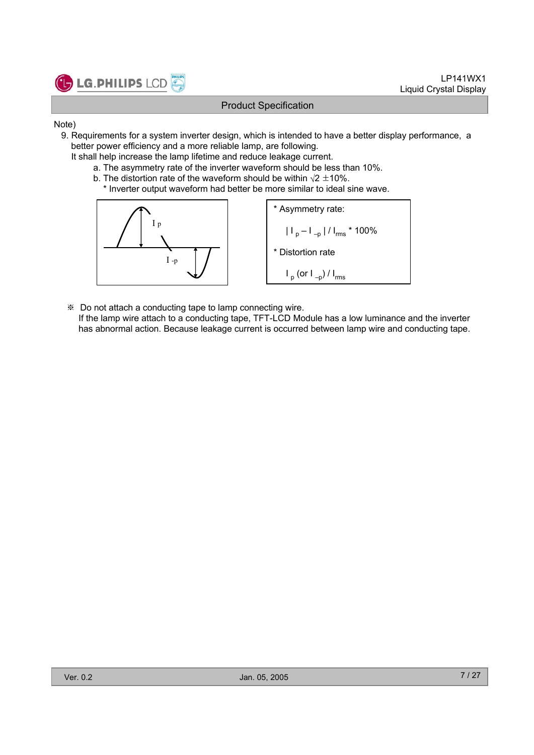Note)

9. Requirements for a system inverter design, which is intended to have a better display performance, a better power efficiency and a more reliable lamp, are following.
   It shall help increase the lamp lifetime and reduce leakage current.
   a. The asymmetry rate of the inverter waveform should be less than 10%.
   b. The distortion rate of the waveform should be within $\sqrt{2}$ ±10%.
      * Inverter output waveform had better be more similar to ideal sine wave.

* Asymmetry rate:

  $| I_p - I_{-p} | / I_{rms}$ * 100%

* Distortion rate

  $I_p$ (or $I_{-p}$) / $I_{rms}$

※ Do not attach a conducting tape to lamp connecting wire.
If the lamp wire attach to a conducting tape, TFT-LCD Module has a low luminance and the inverter has abnormal action. Because leakage current is occurred between lamp wire and conducting tape.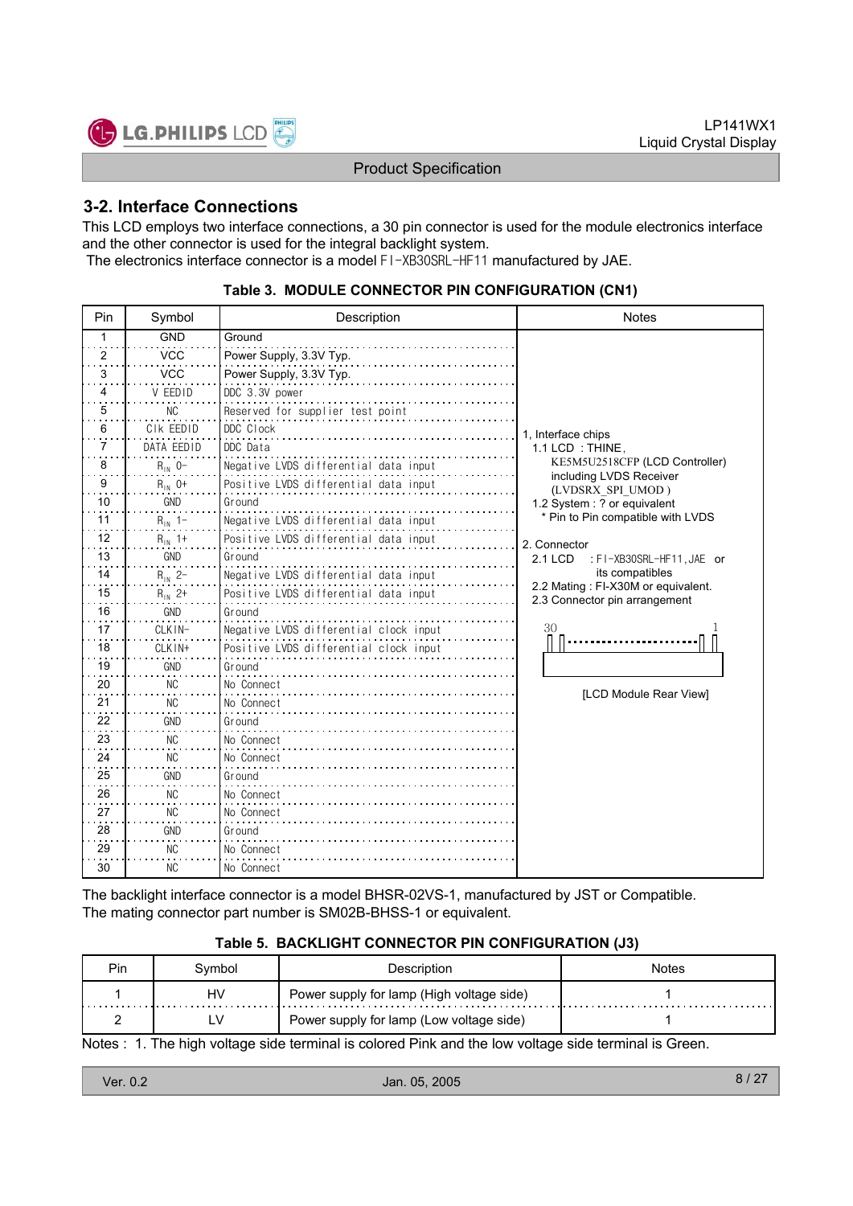## 3-2. Interface Connections

This LCD employs two interface connections, a 30 pin connector is used for the module electronics interface and the other connector is used for the integral backlight system.
The electronics interface connector is a model FI-XB30SRL-HF11 manufactured by JAE.

**Table 3. MODULE CONNECTOR PIN CONFIGURATION (CN1)**

| Pin | Symbol | Description | Notes |
|---|---|---|---|
| 1 | GND | Ground | 1, Interface chips<br>1.1 LCD : THINE, KE5M5U2518CFP (LCD Controller) including LVDS Receiver (LVDSRX_SPI_UMOD )<br>1.2 System : ? or equivalent<br>* Pin to Pin compatible with LVDS<br><br>2. Connector<br>2.1 LCD : FI-XB30SRL-HF11,JAE or its compatibles<br>2.2 Mating : FI-X30M or equivalent.<br>2.3 Connector pin arrangement<br>30 ... 1<br>[LCD Module Rear View] |
| 2 | VCC | Power Supply, 3.3V Typ. | |
| 3 | VCC | Power Supply, 3.3V Typ. | |
| 4 | V EEDID | DDC 3.3V power | |
| 5 | NC | Reserved for supplier test point | |
| 6 | Clk EEDID | DDC Clock | |
| 7 | DATA EEDID | DDC Data | |
| 8 | $R_{IN}$ 0- | Negative LVDS differential data input | |
| 9 | $R_{IN}$ 0+ | Positive LVDS differential data input | |
| 10 | GND | Ground | |
| 11 | $R_{IN}$ 1- | Negative LVDS differential data input | |
| 12 | $R_{IN}$ 1+ | Positive LVDS differential data input | |
| 13 | GND | Ground | |
| 14 | $R_{IN}$ 2- | Negative LVDS differential data input | |
| 15 | $R_{IN}$ 2+ | Positive LVDS differential data input | |
| 16 | GND | Ground | |
| 17 | CLKIN- | Negative LVDS differential clock input | |
| 18 | CLKIN+ | Positive LVDS differential clock input | |
| 19 | GND | Ground | |
| 20 | NC | No Connect | |
| 21 | NC | No Connect | |
| 22 | GND | Ground | |
| 23 | NC | No Connect | |
| 24 | NC | No Connect | |
| 25 | GND | Ground | |
| 26 | NC | No Connect | |
| 27 | NC | No Connect | |
| 28 | GND | Ground | |
| 29 | NC | No Connect | |
| 30 | NC | No Connect | |

The backlight interface connector is a model BHSR-02VS-1, manufactured by JST or Compatible.
The mating connector part number is SM02B-BHSS-1 or equivalent.

**Table 5. BACKLIGHT CONNECTOR PIN CONFIGURATION (J3)**

| Pin | Symbol | Description | Notes |
|---|---|---|---|
| 1 | HV | Power supply for lamp (High voltage side) | 1 |
| 2 | LV | Power supply for lamp (Low voltage side) | 1 |

Notes : 1. The high voltage side terminal is colored Pink and the low voltage side terminal is Green.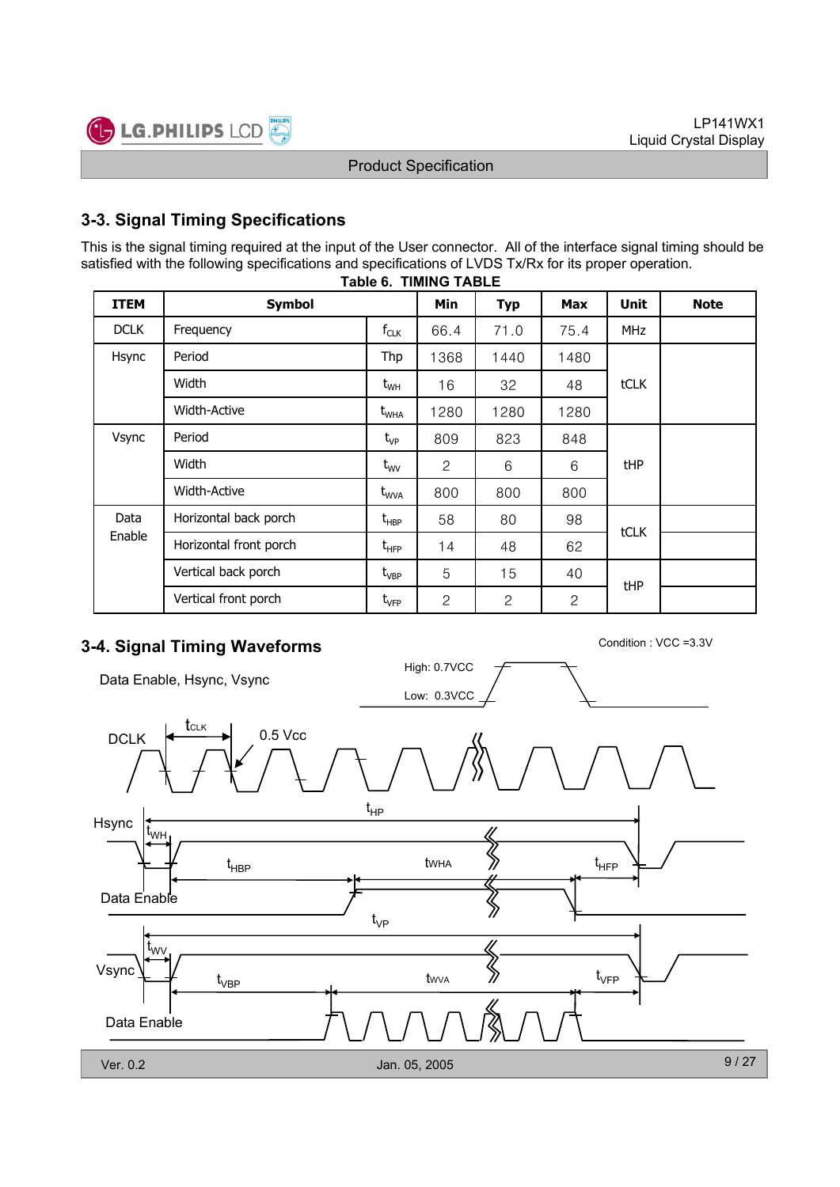## 3-3. Signal Timing Specifications

This is the signal timing required at the input of the User connector. All of the interface signal timing should be satisfied with the following specifications and specifications of LVDS Tx/Rx for its proper operation.

**Table 6. TIMING TABLE**

| ITEM | Symbol | | Min | Typ | Max | Unit | Note |
|---|---|---|---|---|---|---|---|
| DCLK | Frequency | $f_{CLK}$ | 66.4 | 71.0 | 75.4 | MHz | |
| Hsync | Period | Thp | 1368 | 1440 | 1480 | tCLK | |
| | Width | $t_{WH}$ | 16 | 32 | 48 | | |
| | Width-Active | $t_{WHA}$ | 1280 | 1280 | 1280 | | |
| Vsync | Period | $t_{VP}$ | 809 | 823 | 848 | tHP | |
| | Width | $t_{WV}$ | 2 | 6 | 6 | | |
| | Width-Active | $t_{WVA}$ | 800 | 800 | 800 | | |
| Data Enable | Horizontal back porch | $t_{HBP}$ | 58 | 80 | 98 | tCLK | |
| | Horizontal front porch | $t_{HFP}$ | 14 | 48 | 62 | | |
| | Vertical back porch | $t_{VBP}$ | 5 | 15 | 40 | tHP | |
| | Vertical front porch | $t_{VFP}$ | 2 | 2 | 2 | | |

## 3-4. Signal Timing Waveforms

Condition : VCC =3.3V

Data Enable, Hsync, Vsync

High: 0.7VCC

Low: 0.3VCC

DCLK $t_{CLK}$ 0.5 Vcc

Hsync $t_{HP}$ $t_{WH}$ $t_{HBP}$ $t_{WHA}$ $t_{HFP}$

Data Enable

$t_{VP}$

Vsync $t_{WV}$ $t_{VBP}$ $t_{WVA}$ $t_{VFP}$

Data Enable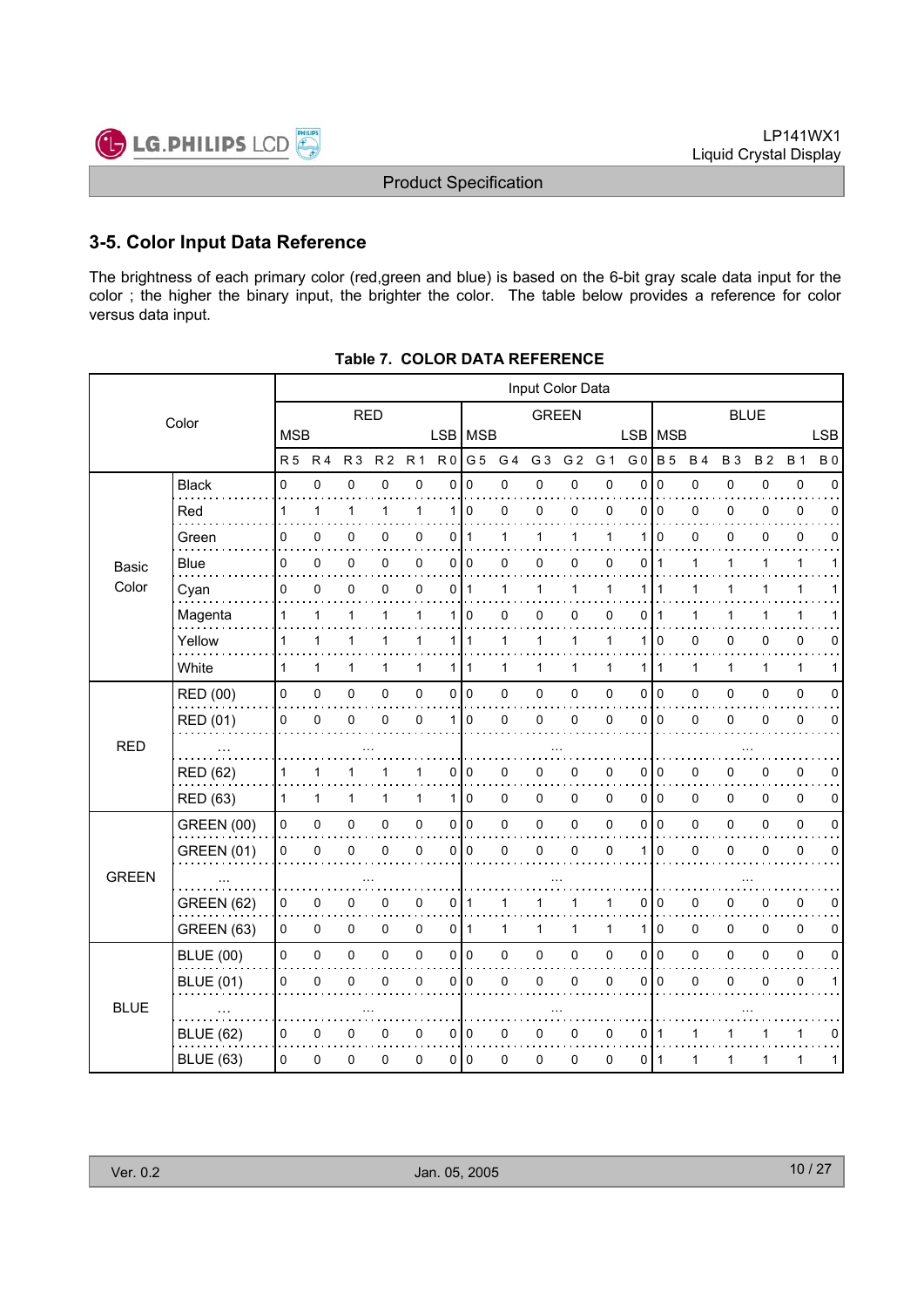## 3-5. Color Input Data Reference

The brightness of each primary color (red,green and blue) is based on the 6-bit gray scale data input for the color ; the higher the binary input, the brighter the color. The table below provides a reference for color versus data input.

**Table 7. COLOR DATA REFERENCE**

| Color | | Input Color Data | | | | | | | | | | | | | | | | | |
|---|---|---|---|---|---|---|---|---|---|---|---|---|---|---|---|---|---|---|---|
| | | RED | | | | | | GREEN | | | | | | BLUE | | | | | |
| | | MSB | | | | | LSB | MSB | | | | | LSB | MSB | | | | | LSB |
| | | R 5 | R 4 | R 3 | R 2 | R 1 | R 0 | G 5 | G 4 | G 3 | G 2 | G 1 | G 0 | B 5 | B 4 | B 3 | B 2 | B 1 | B 0 |
| Basic Color | Black | 0 | 0 | 0 | 0 | 0 | 0 | 0 | 0 | 0 | 0 | 0 | 0 | 0 | 0 | 0 | 0 | 0 | 0 |
| | Red | 1 | 1 | 1 | 1 | 1 | 1 | 0 | 0 | 0 | 0 | 0 | 0 | 0 | 0 | 0 | 0 | 0 | 0 |
| | Green | 0 | 0 | 0 | 0 | 0 | 0 | 1 | 1 | 1 | 1 | 1 | 1 | 0 | 0 | 0 | 0 | 0 | 0 |
| | Blue | 0 | 0 | 0 | 0 | 0 | 0 | 0 | 0 | 0 | 0 | 0 | 0 | 1 | 1 | 1 | 1 | 1 | 1 |
| | Cyan | 0 | 0 | 0 | 0 | 0 | 0 | 1 | 1 | 1 | 1 | 1 | 1 | 1 | 1 | 1 | 1 | 1 | 1 |
| | Magenta | 1 | 1 | 1 | 1 | 1 | 1 | 0 | 0 | 0 | 0 | 0 | 0 | 1 | 1 | 1 | 1 | 1 | 1 |
| | Yellow | 1 | 1 | 1 | 1 | 1 | 1 | 1 | 1 | 1 | 1 | 1 | 1 | 0 | 0 | 0 | 0 | 0 | 0 |
| | White | 1 | 1 | 1 | 1 | 1 | 1 | 1 | 1 | 1 | 1 | 1 | 1 | 1 | 1 | 1 | 1 | 1 | 1 |
| RED | RED (00) | 0 | 0 | 0 | 0 | 0 | 0 | 0 | 0 | 0 | 0 | 0 | 0 | 0 | 0 | 0 | 0 | 0 | 0 |
| | RED (01) | 0 | 0 | 0 | 0 | 0 | 1 | 0 | 0 | 0 | 0 | 0 | 0 | 0 | 0 | 0 | 0 | 0 | 0 |
| | ... | ... | | | | | | ... | | | | | | ... | | | | | |
| | RED (62) | 1 | 1 | 1 | 1 | 1 | 0 | 0 | 0 | 0 | 0 | 0 | 0 | 0 | 0 | 0 | 0 | 0 | 0 |
| | RED (63) | 1 | 1 | 1 | 1 | 1 | 1 | 0 | 0 | 0 | 0 | 0 | 0 | 0 | 0 | 0 | 0 | 0 | 0 |
| GREEN | GREEN (00) | 0 | 0 | 0 | 0 | 0 | 0 | 0 | 0 | 0 | 0 | 0 | 0 | 0 | 0 | 0 | 0 | 0 | 0 |
| | GREEN (01) | 0 | 0 | 0 | 0 | 0 | 0 | 0 | 0 | 0 | 0 | 0 | 1 | 0 | 0 | 0 | 0 | 0 | 0 |
| | ... | ... | | | | | | ... | | | | | | ... | | | | | |
| | GREEN (62) | 0 | 0 | 0 | 0 | 0 | 0 | 1 | 1 | 1 | 1 | 1 | 0 | 0 | 0 | 0 | 0 | 0 | 0 |
| | GREEN (63) | 0 | 0 | 0 | 0 | 0 | 0 | 1 | 1 | 1 | 1 | 1 | 1 | 0 | 0 | 0 | 0 | 0 | 0 |
| BLUE | BLUE (00) | 0 | 0 | 0 | 0 | 0 | 0 | 0 | 0 | 0 | 0 | 0 | 0 | 0 | 0 | 0 | 0 | 0 | 0 |
| | BLUE (01) | 0 | 0 | 0 | 0 | 0 | 0 | 0 | 0 | 0 | 0 | 0 | 0 | 0 | 0 | 0 | 0 | 0 | 1 |
| | ... | ... | | | | | | ... | | | | | | ... | | | | | |
| | BLUE (62) | 0 | 0 | 0 | 0 | 0 | 0 | 0 | 0 | 0 | 0 | 0 | 0 | 1 | 1 | 1 | 1 | 1 | 0 |
| | BLUE (63) | 0 | 0 | 0 | 0 | 0 | 0 | 0 | 0 | 0 | 0 | 0 | 0 | 1 | 1 | 1 | 1 | 1 | 1 |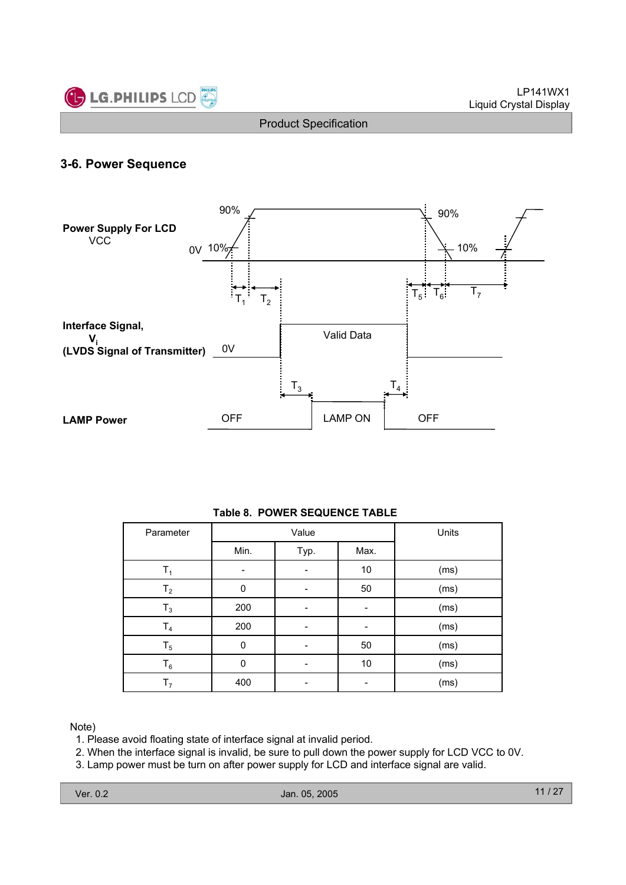## 3-6. Power Sequence

Power Supply For LCD VCC

Interface Signal, $V_i$ (LVDS Signal of Transmitter)

LAMP Power

**Table 8. POWER SEQUENCE TABLE**

| Parameter | Value | | | Units |
|---|---|---|---|---|
| | Min. | Typ. | Max. | |
| $T_1$ | - | - | 10 | (ms) |
| $T_2$ | 0 | - | 50 | (ms) |
| $T_3$ | 200 | - | - | (ms) |
| $T_4$ | 200 | - | - | (ms) |
| $T_5$ | 0 | - | 50 | (ms) |
| $T_6$ | 0 | - | 10 | (ms) |
| $T_7$ | 400 | - | - | (ms) |

Note)

1. Please avoid floating state of interface signal at invalid period.
2. When the interface signal is invalid, be sure to pull down the power supply for LCD VCC to 0V.
3. Lamp power must be turn on after power supply for LCD and interface signal are valid.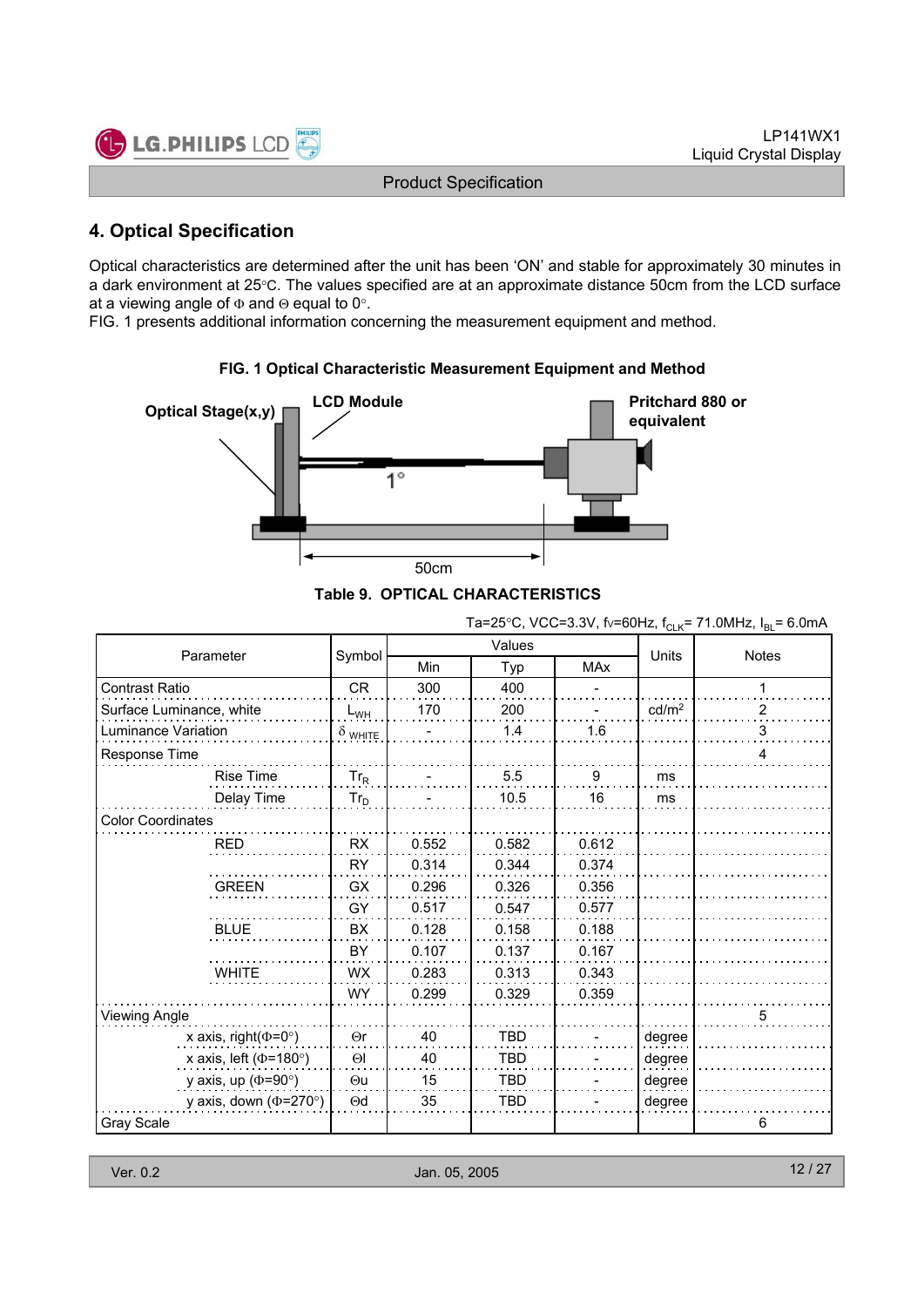## 4. Optical Specification

Optical characteristics are determined after the unit has been 'ON' and stable for approximately 30 minutes in a dark environment at 25°C. The values specified are at an approximate distance 50cm from the LCD surface at a viewing angle of Φ and Θ equal to 0°.

FIG. 1 presents additional information concerning the measurement equipment and method.

**FIG. 1 Optical Characteristic Measurement Equipment and Method**

Optical Stage(x,y) LCD Module Pritchard 880 or equivalent 1° 50cm

**Table 9. OPTICAL CHARACTERISTICS**

Ta=25°C, VCC=3.3V, fv=60Hz, $f_{CLK}$= 71.0MHz, $I_{BL}$= 6.0mA

| Parameter | | Symbol | Values | | | Units | Notes |
|---|---|---|---|---|---|---|---|
| | | | Min | Typ | MAx | | |
| Contrast Ratio | | CR | 300 | 400 | - | | 1 |
| Surface Luminance, white | | $L_{WH}$ | 170 | 200 | - | cd/m² | 2 |
| Luminance Variation | | $\delta_{WHITE}$ | - | 1.4 | 1.6 | | 3 |
| Response Time | | | | | | | 4 |
| | Rise Time | $Tr_R$ | - | 5.5 | 9 | ms | |
| | Delay Time | $Tr_D$ | - | 10.5 | 16 | ms | |
| Color Coordinates | | | | | | | |
| | RED | RX | 0.552 | 0.582 | 0.612 | | |
| | | RY | 0.314 | 0.344 | 0.374 | | |
| | GREEN | GX | 0.296 | 0.326 | 0.356 | | |
| | | GY | 0.517 | 0.547 | 0.577 | | |
| | BLUE | BX | 0.128 | 0.158 | 0.188 | | |
| | | BY | 0.107 | 0.137 | 0.167 | | |
| | WHITE | WX | 0.283 | 0.313 | 0.343 | | |
| | | WY | 0.299 | 0.329 | 0.359 | | |
| Viewing Angle | | | | | | | 5 |
| | x axis, right(Φ=0°) | Θr | 40 | TBD | - | degree | |
| | x axis, left (Φ=180°) | Θl | 40 | TBD | - | degree | |
| | y axis, up (Φ=90°) | Θu | 15 | TBD | - | degree | |
| | y axis, down (Φ=270°) | Θd | 35 | TBD | - | degree | |
| Gray Scale | | | | | | | 6 |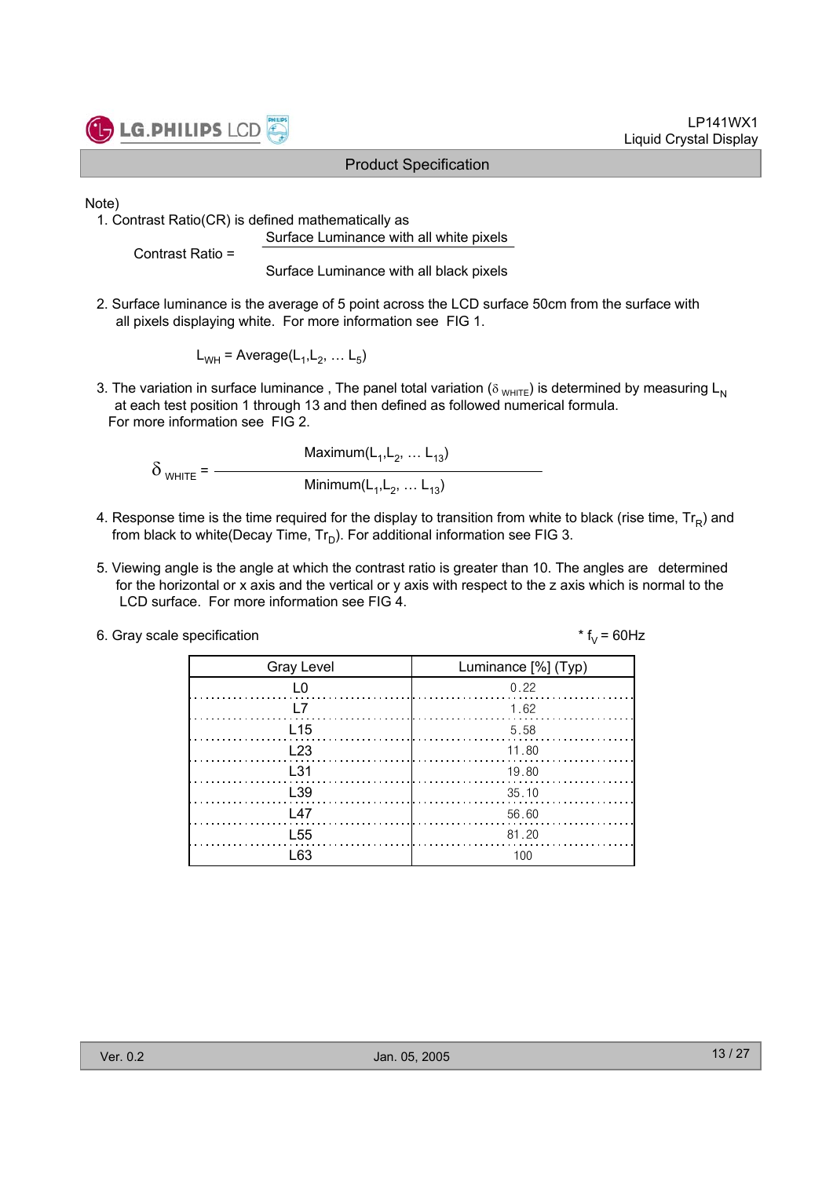Note)

1. Contrast Ratio(CR) is defined mathematically as

$$\text{Contrast Ratio} = \frac{\text{Surface Luminance with all white pixels}}{\text{Surface Luminance with all black pixels}}$$

2. Surface luminance is the average of 5 point across the LCD surface 50cm from the surface with all pixels displaying white. For more information see FIG 1.

$$L_{WH} = \text{Average}(L_1, L_2, \dots L_5)$$

3. The variation in surface luminance , The panel total variation ($\delta_{WHITE}$) is determined by measuring $L_N$ at each test position 1 through 13 and then defined as followed numerical formula. For more information see FIG 2.

$$\delta_{WHITE} = \frac{\text{Maximum}(L_1, L_2, \dots L_{13})}{\text{Minimum}(L_1, L_2, \dots L_{13})}$$

4. Response time is the time required for the display to transition from white to black (rise time, $Tr_R$) and from black to white(Decay Time, $Tr_D$). For additional information see FIG 3.

5. Viewing angle is the angle at which the contrast ratio is greater than 10. The angles are determined for the horizontal or x axis and the vertical or y axis with respect to the z axis which is normal to the LCD surface. For more information see FIG 4.

6. Gray scale specification

\* $f_V$ = 60Hz

| Gray Level | Luminance [%] (Typ) |
|---|---|
| L0 | 0.22 |
| L7 | 1.62 |
| L15 | 5.58 |
| L23 | 11.80 |
| L31 | 19.80 |
| L39 | 35.10 |
| L47 | 56.60 |
| L55 | 81.20 |
| L63 | 100 |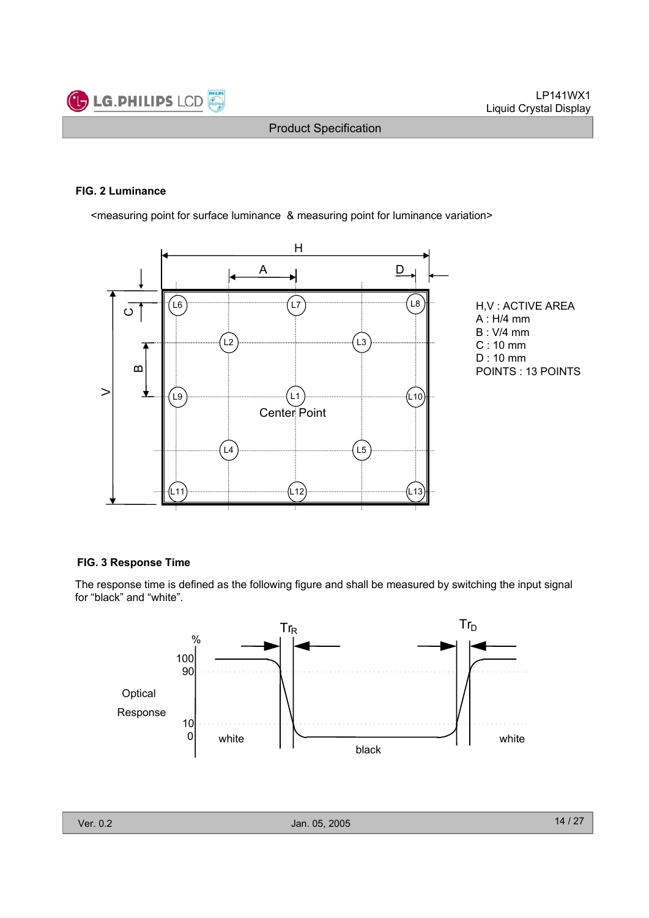### FIG. 2 Luminance

<measuring point for surface luminance & measuring point for luminance variation>

H,V : ACTIVE AREA
A : H/4 mm
B : V/4 mm
C : 10 mm
D : 10 mm
POINTS : 13 POINTS

### FIG. 3 Response Time

The response time is defined as the following figure and shall be measured by switching the input signal for "black" and "white".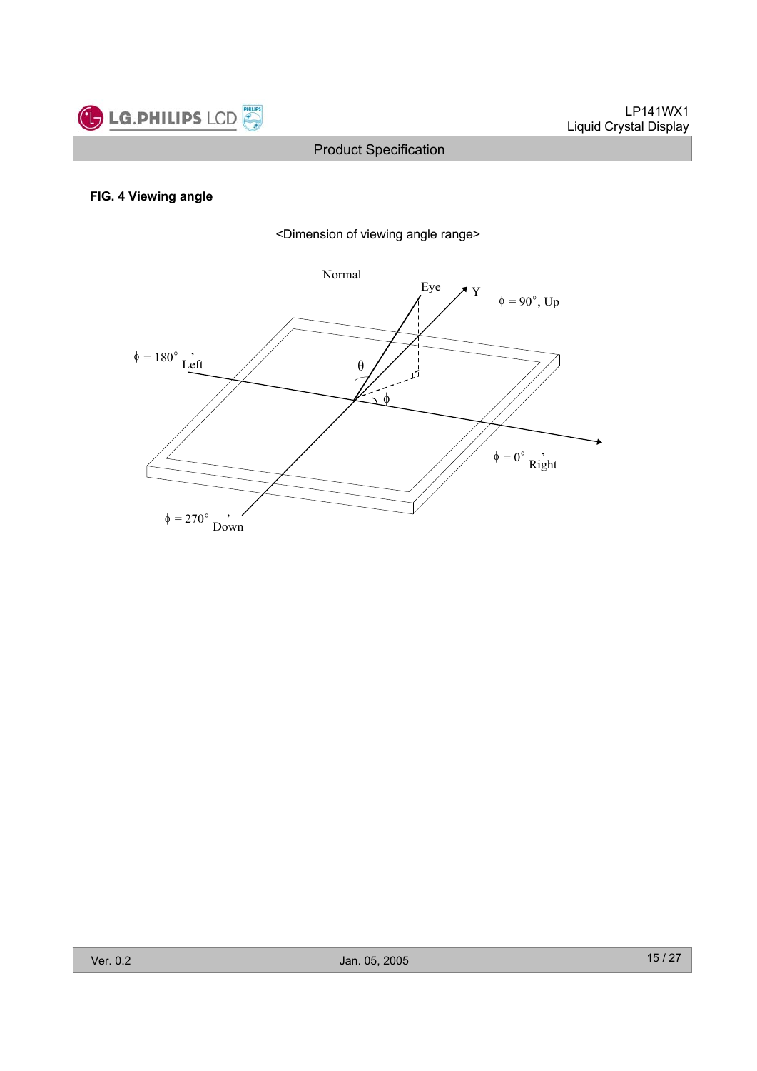**FIG. 4 Viewing angle**

<Dimension of viewing angle range>

Normal

Eye

Y

$\phi$ = 90°, Up

$\phi$ = 180°, Left

$\theta$

$\phi$

$\phi$ = 0°, Right

$\phi$ = 270°, Down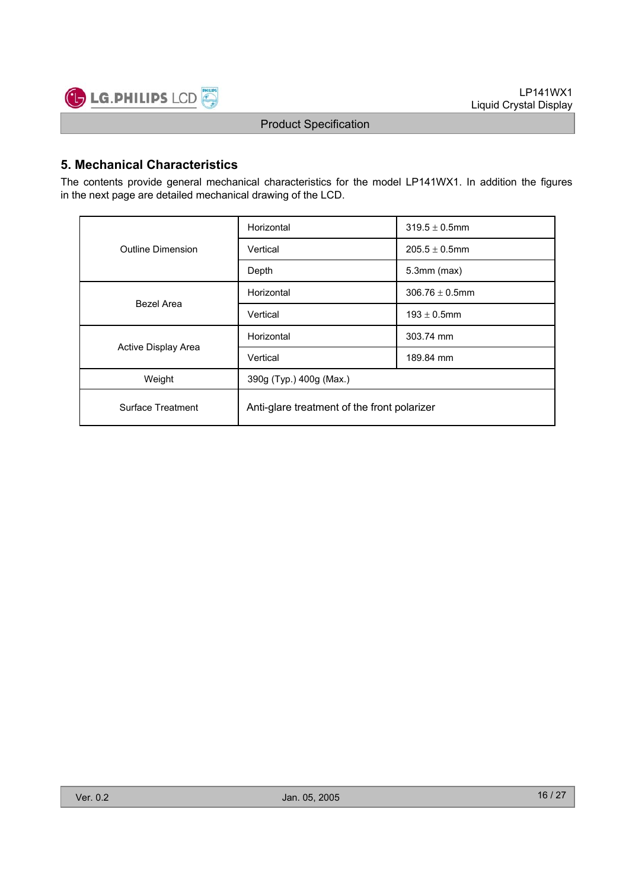## 5. Mechanical Characteristics

The contents provide general mechanical characteristics for the model LP141WX1. In addition the figures in the next page are detailed mechanical drawing of the LCD.

| | | |
|---|---|---|
| Outline Dimension | Horizontal | 319.5 ± 0.5mm |
| | Vertical | 205.5 ± 0.5mm |
| | Depth | 5.3mm (max) |
| Bezel Area | Horizontal | 306.76 ± 0.5mm |
| | Vertical | 193 ± 0.5mm |
| Active Display Area | Horizontal | 303.74 mm |
| | Vertical | 189.84 mm |
| Weight | 390g (Typ.) 400g (Max.) | |
| Surface Treatment | Anti-glare treatment of the front polarizer | |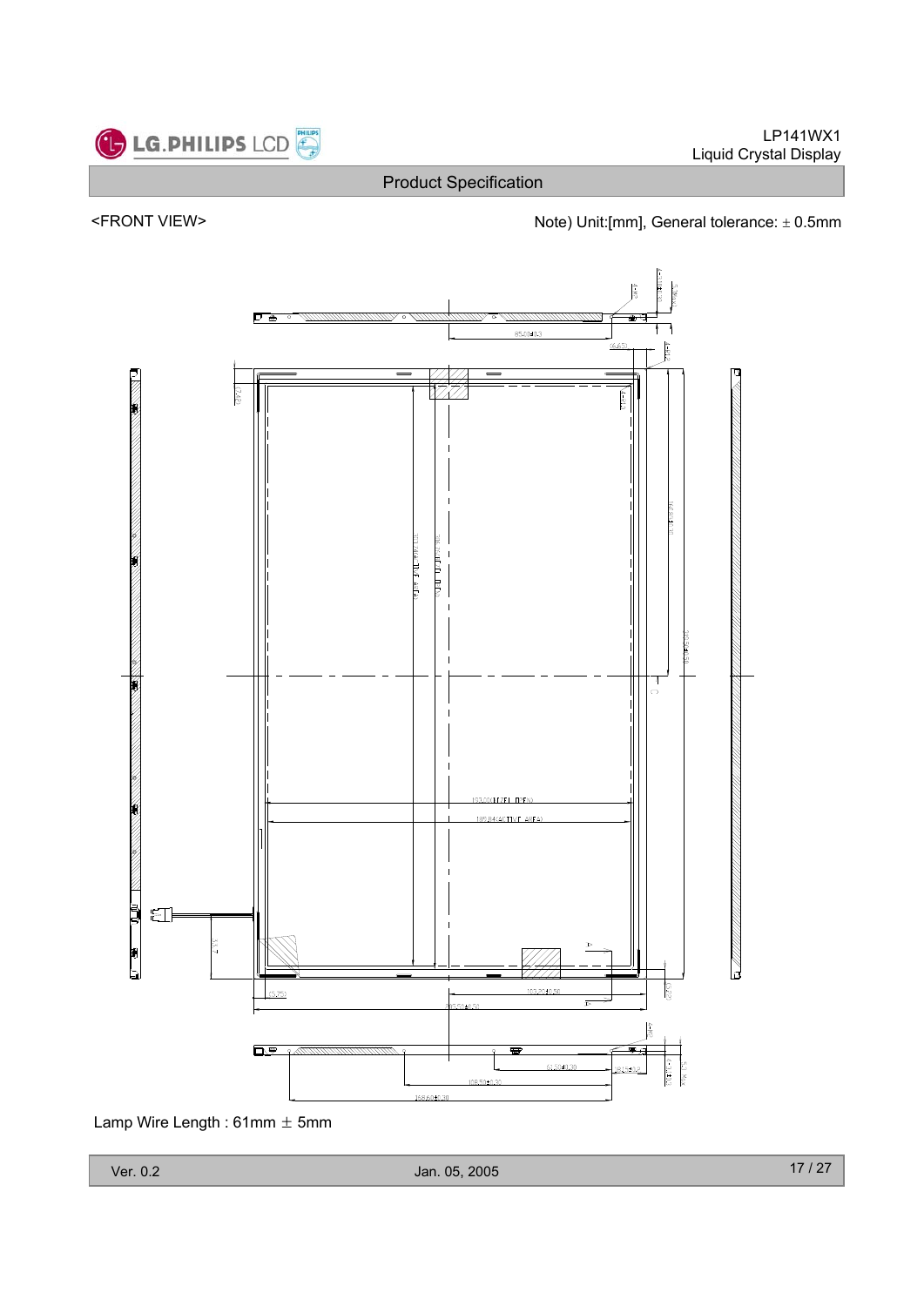<FRONT VIEW>

Note) Unit:[mm], General tolerance: ± 0.5mm

Lamp Wire Length : 61mm ± 5mm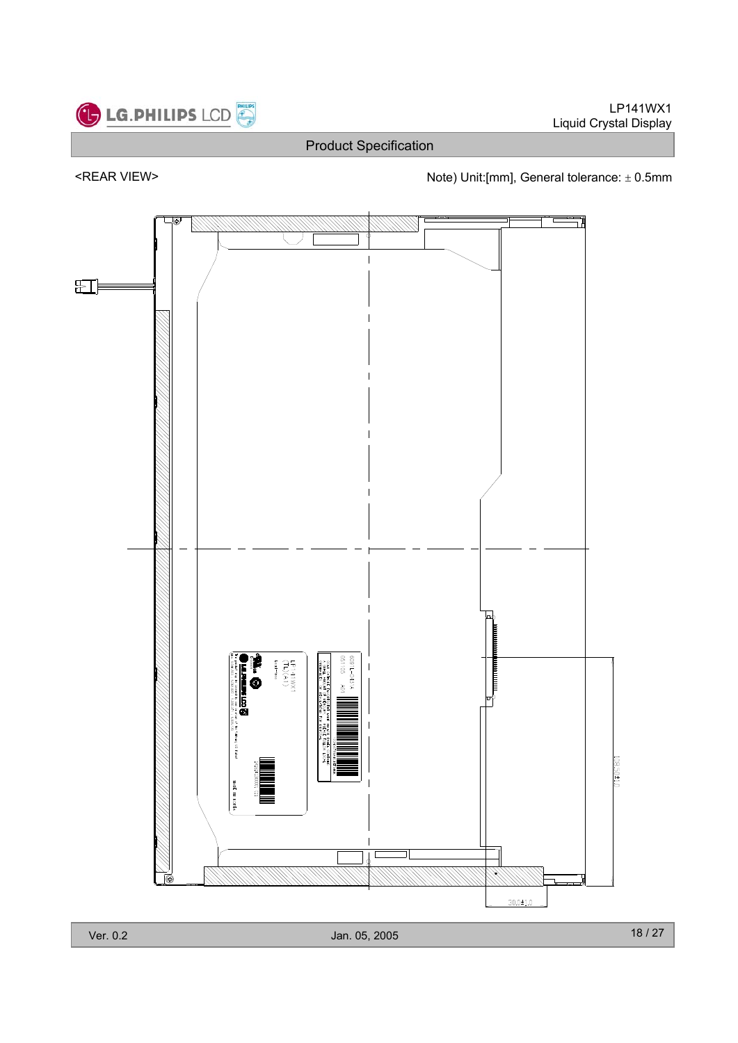<REAR VIEW>

Note) Unit:[mm], General tolerance: ± 0.5mm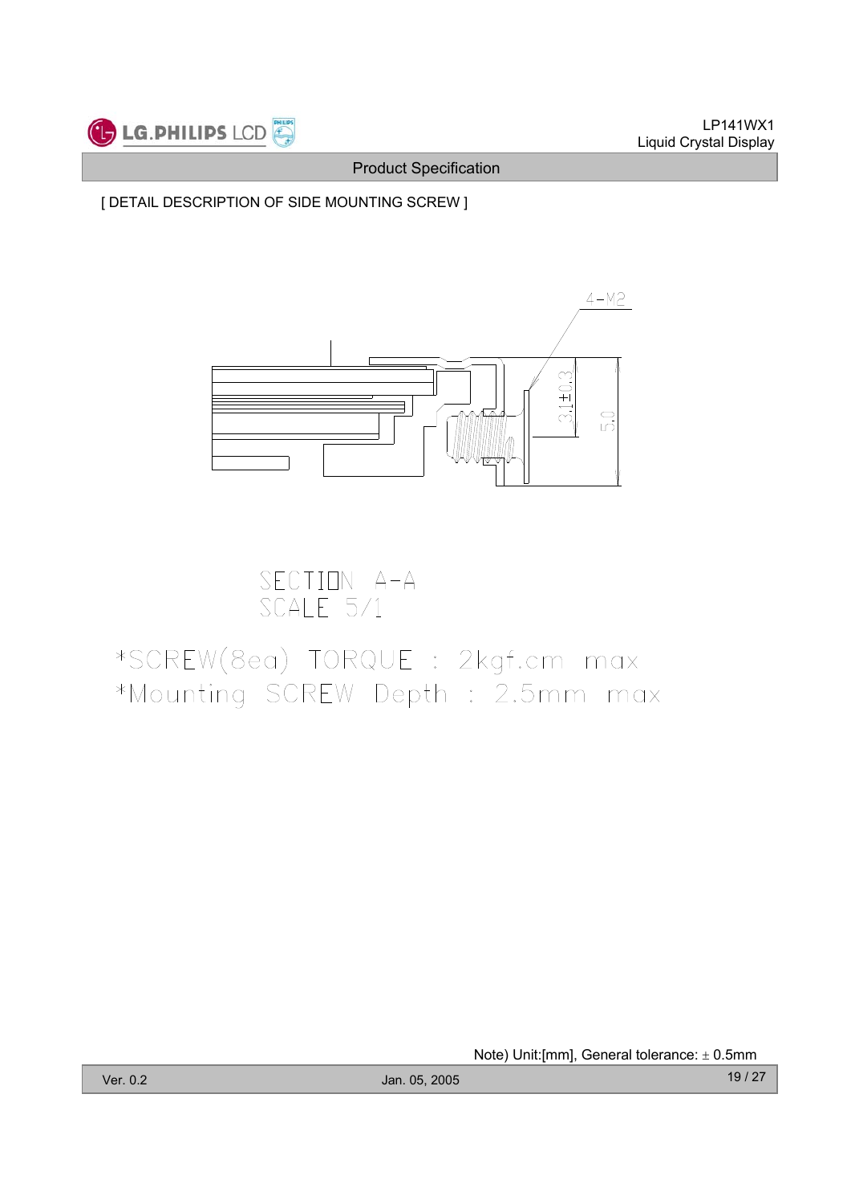[ DETAIL DESCRIPTION OF SIDE MOUNTING SCREW ]

4-M2

3.1±0.3

5.0

SECTION A-A
SCALE 5/1

*SCREW(8ea) TORQUE : 2kgf.cm max
*Mounting SCREW Depth : 2.5mm max

Note) Unit:[mm], General tolerance: ± 0.5mm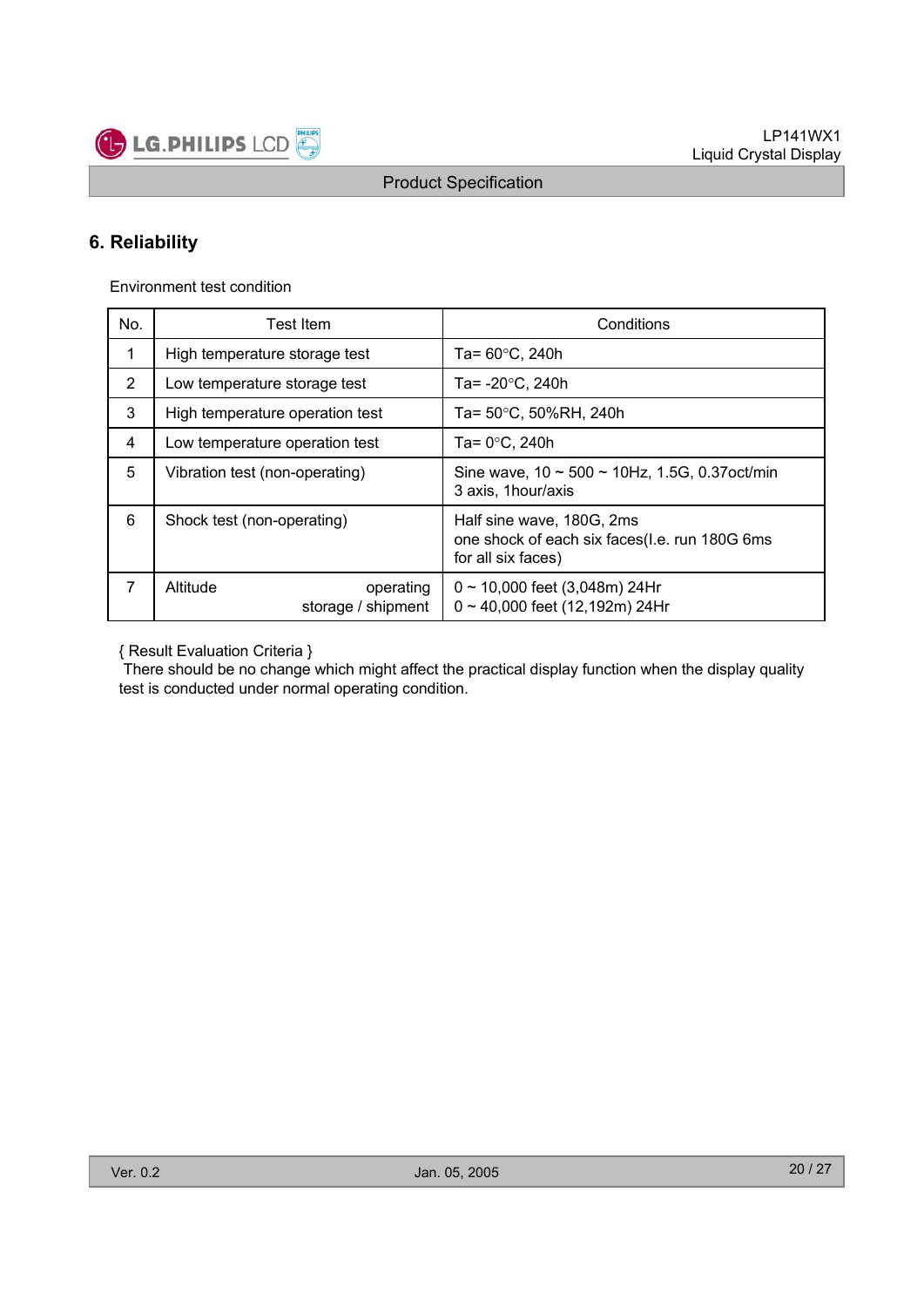## 6. Reliability

Environment test condition

| No. | Test Item | Conditions |
|---|---|---|
| 1 | High temperature storage test | Ta= 60°C, 240h |
| 2 | Low temperature storage test | Ta= -20°C, 240h |
| 3 | High temperature operation test | Ta= 50°C, 50%RH, 240h |
| 4 | Low temperature operation test | Ta= 0°C, 240h |
| 5 | Vibration test (non-operating) | Sine wave, 10 ~ 500 ~ 10Hz, 1.5G, 0.37oct/min<br>3 axis, 1hour/axis |
| 6 | Shock test (non-operating) | Half sine wave, 180G, 2ms<br>one shock of each six faces(I.e. run 180G 6ms for all six faces) |
| 7 | Altitude operating<br>storage / shipment | 0 ~ 10,000 feet (3,048m) 24Hr<br>0 ~ 40,000 feet (12,192m) 24Hr |

{ Result Evaluation Criteria }
There should be no change which might affect the practical display function when the display quality test is conducted under normal operating condition.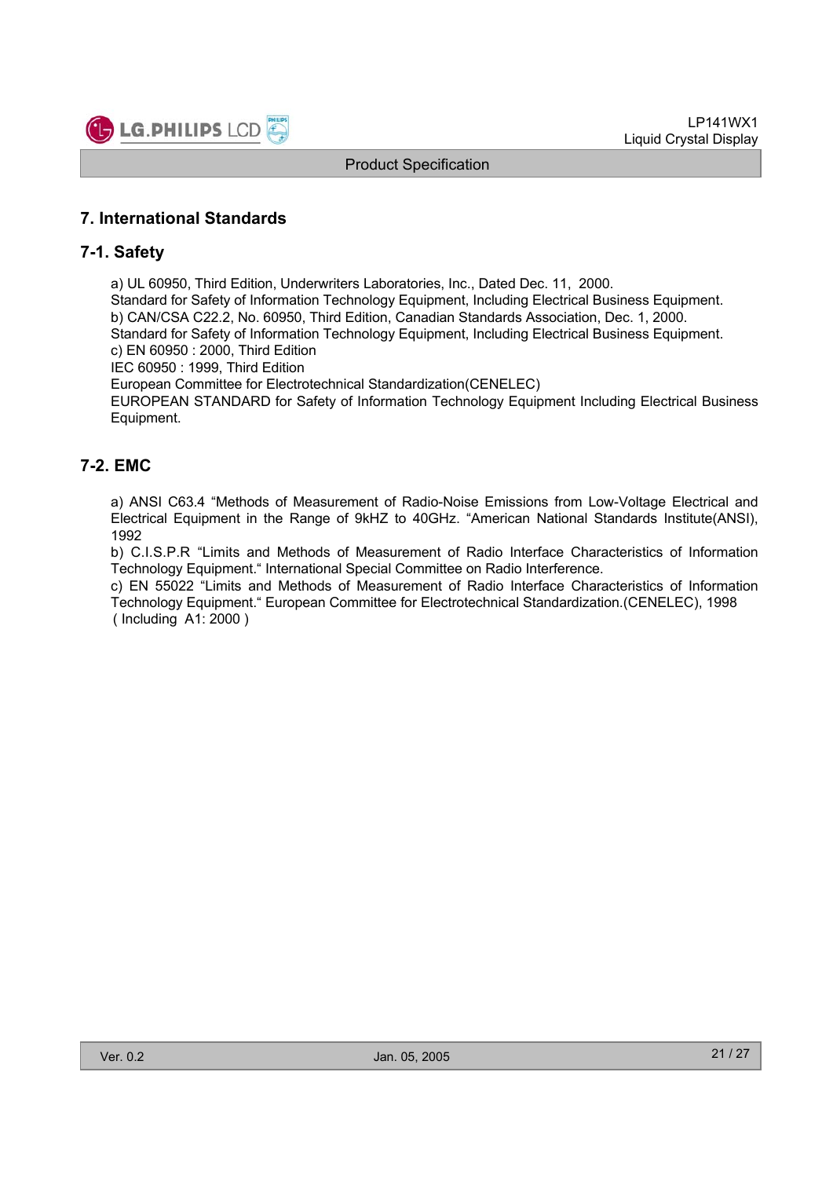## 7. International Standards

### 7-1. Safety

a) UL 60950, Third Edition, Underwriters Laboratories, Inc., Dated Dec. 11, 2000.
Standard for Safety of Information Technology Equipment, Including Electrical Business Equipment.
b) CAN/CSA C22.2, No. 60950, Third Edition, Canadian Standards Association, Dec. 1, 2000.
Standard for Safety of Information Technology Equipment, Including Electrical Business Equipment.
c) EN 60950 : 2000, Third Edition
IEC 60950 : 1999, Third Edition
European Committee for Electrotechnical Standardization(CENELEC)
EUROPEAN STANDARD for Safety of Information Technology Equipment Including Electrical Business Equipment.

### 7-2. EMC

a) ANSI C63.4 "Methods of Measurement of Radio-Noise Emissions from Low-Voltage Electrical and Electrical Equipment in the Range of 9kHZ to 40GHz. "American National Standards Institute(ANSI), 1992
b) C.I.S.P.R "Limits and Methods of Measurement of Radio Interface Characteristics of Information Technology Equipment." International Special Committee on Radio Interference.
c) EN 55022 "Limits and Methods of Measurement of Radio Interface Characteristics of Information Technology Equipment." European Committee for Electrotechnical Standardization.(CENELEC), 1998 ( Including A1: 2000 )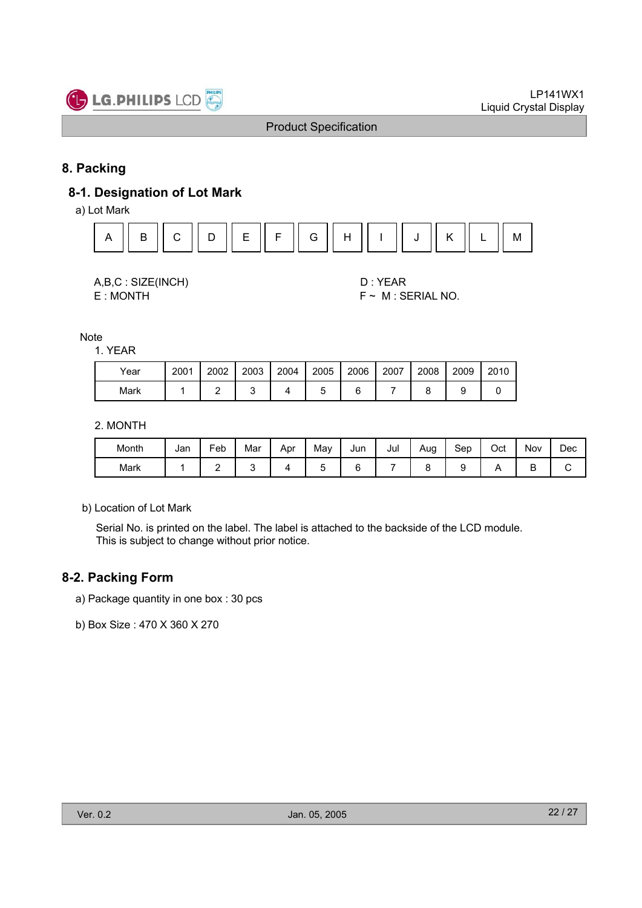# 8. Packing

## 8-1. Designation of Lot Mark

a) Lot Mark

| A | B | C | D | E | F | G | H | I | J | K | L | M |
|---|---|---|---|---|---|---|---|---|---|---|---|---|

A,B,C : SIZE(INCH)
D : YEAR
E : MONTH
F ~ M : SERIAL NO.

Note

1. YEAR

| Year | 2001 | 2002 | 2003 | 2004 | 2005 | 2006 | 2007 | 2008 | 2009 | 2010 |
|---|---|---|---|---|---|---|---|---|---|---|
| Mark | 1 | 2 | 3 | 4 | 5 | 6 | 7 | 8 | 9 | 0 |

2. MONTH

| Month | Jan | Feb | Mar | Apr | May | Jun | Jul | Aug | Sep | Oct | Nov | Dec |
|---|---|---|---|---|---|---|---|---|---|---|---|---|
| Mark | 1 | 2 | 3 | 4 | 5 | 6 | 7 | 8 | 9 | A | B | C |

b) Location of Lot Mark

Serial No. is printed on the label. The label is attached to the backside of the LCD module.
This is subject to change without prior notice.

## 8-2. Packing Form

a) Package quantity in one box : 30 pcs

b) Box Size : 470 X 360 X 270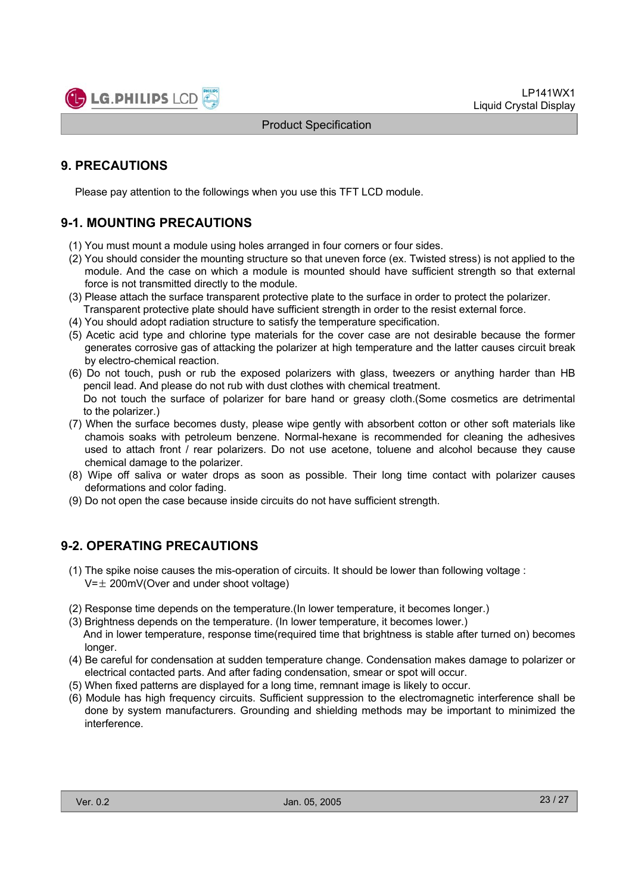## 9. PRECAUTIONS

Please pay attention to the followings when you use this TFT LCD module.

### 9-1. MOUNTING PRECAUTIONS

(1) You must mount a module using holes arranged in four corners or four sides.
(2) You should consider the mounting structure so that uneven force (ex. Twisted stress) is not applied to the module. And the case on which a module is mounted should have sufficient strength so that external force is not transmitted directly to the module.
(3) Please attach the surface transparent protective plate to the surface in order to protect the polarizer. Transparent protective plate should have sufficient strength in order to the resist external force.
(4) You should adopt radiation structure to satisfy the temperature specification.
(5) Acetic acid type and chlorine type materials for the cover case are not desirable because the former generates corrosive gas of attacking the polarizer at high temperature and the latter causes circuit break by electro-chemical reaction.
(6) Do not touch, push or rub the exposed polarizers with glass, tweezers or anything harder than HB pencil lead. And please do not rub with dust clothes with chemical treatment.
Do not touch the surface of polarizer for bare hand or greasy cloth.(Some cosmetics are detrimental to the polarizer.)
(7) When the surface becomes dusty, please wipe gently with absorbent cotton or other soft materials like chamois soaks with petroleum benzene. Normal-hexane is recommended for cleaning the adhesives used to attach front / rear polarizers. Do not use acetone, toluene and alcohol because they cause chemical damage to the polarizer.
(8) Wipe off saliva or water drops as soon as possible. Their long time contact with polarizer causes deformations and color fading.
(9) Do not open the case because inside circuits do not have sufficient strength.

### 9-2. OPERATING PRECAUTIONS

(1) The spike noise causes the mis-operation of circuits. It should be lower than following voltage :
V=± 200mV(Over and under shoot voltage)

(2) Response time depends on the temperature.(In lower temperature, it becomes longer.)
(3) Brightness depends on the temperature. (In lower temperature, it becomes lower.)
And in lower temperature, response time(required time that brightness is stable after turned on) becomes longer.
(4) Be careful for condensation at sudden temperature change. Condensation makes damage to polarizer or electrical contacted parts. And after fading condensation, smear or spot will occur.
(5) When fixed patterns are displayed for a long time, remnant image is likely to occur.
(6) Module has high frequency circuits. Sufficient suppression to the electromagnetic interference shall be done by system manufacturers. Grounding and shielding methods may be important to minimized the interference.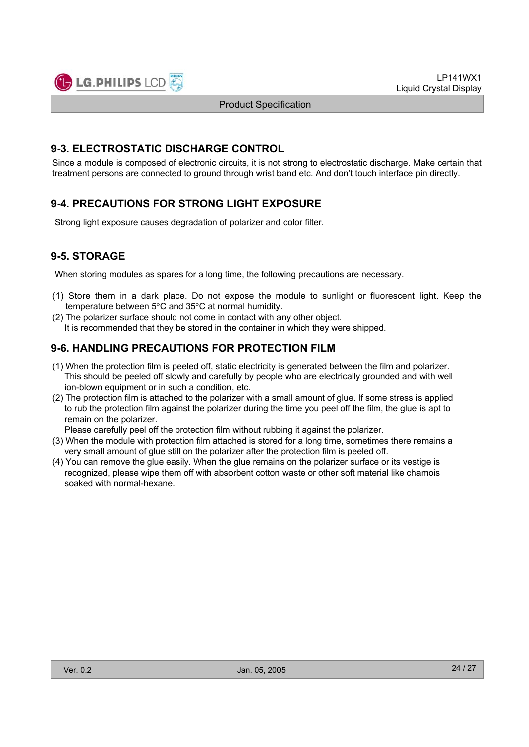## 9-3. ELECTROSTATIC DISCHARGE CONTROL

Since a module is composed of electronic circuits, it is not strong to electrostatic discharge. Make certain that treatment persons are connected to ground through wrist band etc. And don't touch interface pin directly.

## 9-4. PRECAUTIONS FOR STRONG LIGHT EXPOSURE

Strong light exposure causes degradation of polarizer and color filter.

## 9-5. STORAGE

When storing modules as spares for a long time, the following precautions are necessary.

(1) Store them in a dark place. Do not expose the module to sunlight or fluorescent light. Keep the temperature between 5°C and 35°C at normal humidity.
(2) The polarizer surface should not come in contact with any other object.
It is recommended that they be stored in the container in which they were shipped.

## 9-6. HANDLING PRECAUTIONS FOR PROTECTION FILM

(1) When the protection film is peeled off, static electricity is generated between the film and polarizer. This should be peeled off slowly and carefully by people who are electrically grounded and with well ion-blown equipment or in such a condition, etc.
(2) The protection film is attached to the polarizer with a small amount of glue. If some stress is applied to rub the protection film against the polarizer during the time you peel off the film, the glue is apt to remain on the polarizer.
Please carefully peel off the protection film without rubbing it against the polarizer.
(3) When the module with protection film attached is stored for a long time, sometimes there remains a very small amount of glue still on the polarizer after the protection film is peeled off.
(4) You can remove the glue easily. When the glue remains on the polarizer surface or its vestige is recognized, please wipe them off with absorbent cotton waste or other soft material like chamois soaked with normal-hexane.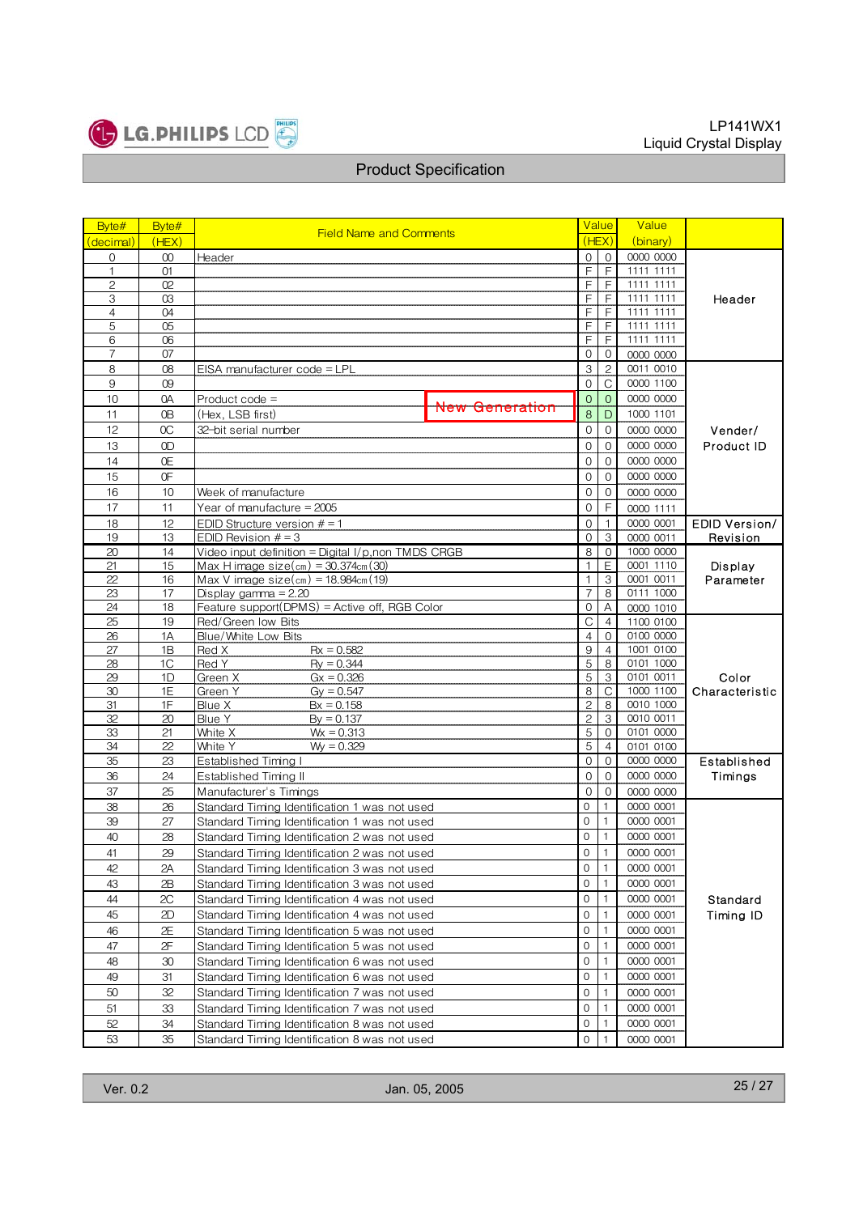| Byte# (decimal) | Byte# (HEX) | Field Name and Comments | | Value (HEX) | | Value (binary) | |
|---|---|---|---|---|---|---|---|
| 0 | 00 | Header | | 0 | 0 | 0000 0000 | Header |
| 1 | 01 | | | F | F | 1111 1111 | |
| 2 | 02 | | | F | F | 1111 1111 | |
| 3 | 03 | | | F | F | 1111 1111 | |
| 4 | 04 | | | F | F | 1111 1111 | |
| 5 | 05 | | | F | F | 1111 1111 | |
| 6 | 06 | | | F | F | 1111 1111 | |
| 7 | 07 | | | 0 | 0 | 0000 0000 | |
| 8 | 08 | EISA manufacturer code = LPL | | 3 | 2 | 0011 0010 | Vender/ Product ID |
| 9 | 09 | | | 0 | C | 0000 1100 | |
| 10 | 0A | Product code = | New Generation | 0 | 0 | 0000 0000 | |
| 11 | 0B | (Hex, LSB first) | | 8 | D | 1000 1101 | |
| 12 | 0C | 32-bit serial number | | 0 | 0 | 0000 0000 | |
| 13 | 0D | | | 0 | 0 | 0000 0000 | |
| 14 | 0E | | | 0 | 0 | 0000 0000 | |
| 15 | 0F | | | 0 | 0 | 0000 0000 | |
| 16 | 10 | Week of manufacture | | 0 | 0 | 0000 0000 | |
| 17 | 11 | Year of manufacture = 2005 | | 0 | F | 0000 1111 | |
| 18 | 12 | EDID Structure version # = 1 | | 0 | 1 | 0000 0001 | EDID Version/ Revision |
| 19 | 13 | EDID Revision # = 3 | | 0 | 3 | 0000 0011 | |
| 20 | 14 | Video input definition = Digital I/p,non TMDS CRGB | | 8 | 0 | 1000 0000 | Display Parameter |
| 21 | 15 | Max H image size(cm) = 30.374cm(30) | | 1 | E | 0001 1110 | |
| 22 | 16 | Max V image size(cm) = 18.984cm(19) | | 1 | 3 | 0001 0011 | |
| 23 | 17 | Display gamma = 2.20 | | 7 | 8 | 0111 1000 | |
| 24 | 18 | Feature support(DPMS) = Active off, RGB Color | | 0 | A | 0000 1010 | |
| 25 | 19 | Red/Green low Bits | | C | 4 | 1100 0100 | Color Characteristic |
| 26 | 1A | Blue/White Low Bits | | 4 | 0 | 0100 0000 | |
| 27 | 1B | Red X | Rx = 0.582 | 9 | 4 | 1001 0100 | |
| 28 | 1C | Red Y | Ry = 0.344 | 5 | 8 | 0101 1000 | |
| 29 | 1D | Green X | Gx = 0.326 | 5 | 3 | 0101 0011 | |
| 30 | 1E | Green Y | Gy = 0.547 | 8 | C | 1000 1100 | |
| 31 | 1F | Blue X | Bx = 0.158 | 2 | 8 | 0010 1000 | |
| 32 | 20 | Blue Y | By = 0.137 | 2 | 3 | 0010 0011 | |
| 33 | 21 | White X | Wx = 0.313 | 5 | 0 | 0101 0000 | |
| 34 | 22 | White Y | Wy = 0.329 | 5 | 4 | 0101 0100 | |
| 35 | 23 | Established Timing I | | 0 | 0 | 0000 0000 | Established Timings |
| 36 | 24 | Established Timing II | | 0 | 0 | 0000 0000 | |
| 37 | 25 | Manufacturer's Timings | | 0 | 0 | 0000 0000 | |
| 38 | 26 | Standard Timing Identification 1 was not used | | 0 | 1 | 0000 0001 | Standard Timing ID |
| 39 | 27 | Standard Timing Identification 1 was not used | | 0 | 1 | 0000 0001 | |
| 40 | 28 | Standard Timing Identification 2 was not used | | 0 | 1 | 0000 0001 | |
| 41 | 29 | Standard Timing Identification 2 was not used | | 0 | 1 | 0000 0001 | |
| 42 | 2A | Standard Timing Identification 3 was not used | | 0 | 1 | 0000 0001 | |
| 43 | 2B | Standard Timing Identification 3 was not used | | 0 | 1 | 0000 0001 | |
| 44 | 2C | Standard Timing Identification 4 was not used | | 0 | 1 | 0000 0001 | |
| 45 | 2D | Standard Timing Identification 4 was not used | | 0 | 1 | 0000 0001 | |
| 46 | 2E | Standard Timing Identification 5 was not used | | 0 | 1 | 0000 0001 | |
| 47 | 2F | Standard Timing Identification 5 was not used | | 0 | 1 | 0000 0001 | |
| 48 | 30 | Standard Timing Identification 6 was not used | | 0 | 1 | 0000 0001 | |
| 49 | 31 | Standard Timing Identification 6 was not used | | 0 | 1 | 0000 0001 | |
| 50 | 32 | Standard Timing Identification 7 was not used | | 0 | 1 | 0000 0001 | |
| 51 | 33 | Standard Timing Identification 7 was not used | | 0 | 1 | 0000 0001 | |
| 52 | 34 | Standard Timing Identification 8 was not used | | 0 | 1 | 0000 0001 | |
| 53 | 35 | Standard Timing Identification 8 was not used | | 0 | 1 | 0000 0001 | |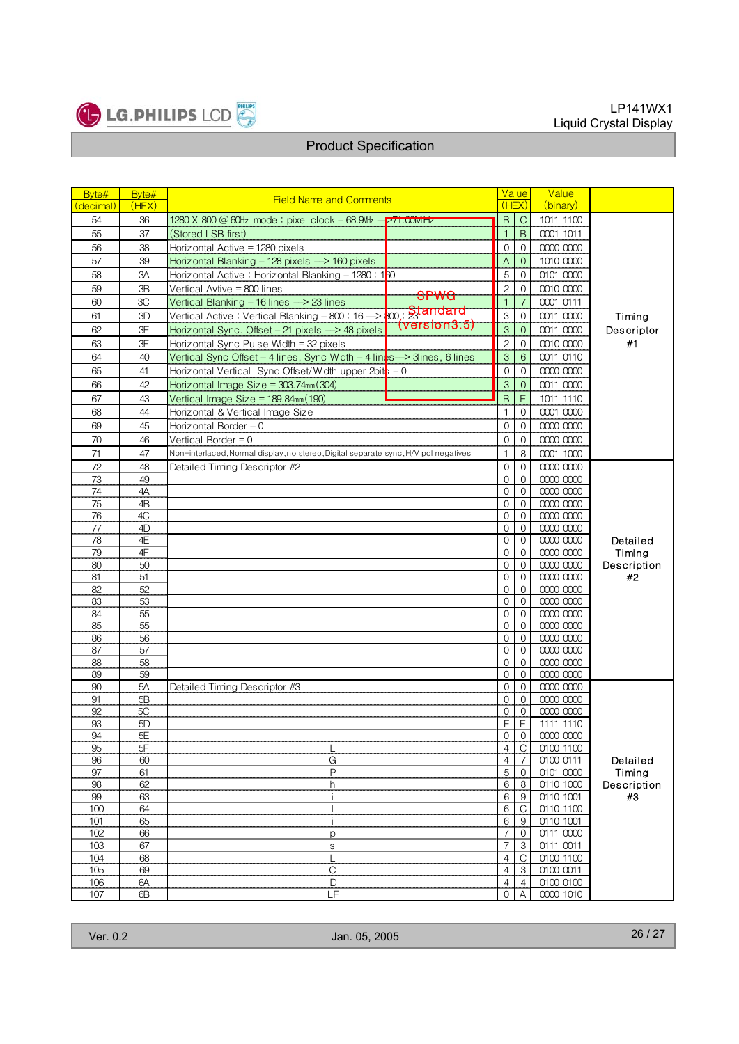# Product Specification

| Byte# (decimal) | Byte# (HEX) | Field Name and Comments | Value (HEX) | | Value (binary) | |
|---|---|---|---|---|---|---|
| 54 | 36 | 1280 X 800 @ 60Hz mode : pixel clock = 68.9MHz ==> ~~71.00MHz~~ | B | C | 1011 1100 | Timing Descriptor #1 |
| 55 | 37 | (Stored LSB first) | 1 | B | 0001 1011 | |
| 56 | 38 | Horizontal Active = 1280 pixels | 0 | 0 | 0000 0000 | |
| 57 | 39 | Horizontal Blanking = 128 pixels ==> 160 pixels | A | 0 | 1010 0000 | |
| 58 | 3A | Horizontal Active : Horizontal Blanking = 1280 : 160 | 5 | 0 | 0101 0000 | |
| 59 | 3B | Vertical Avtive = 800 lines | 2 | 0 | 0010 0000 | |
| 60 | 3C | Vertical Blanking = 16 lines ==> 23 lines | 1 | 7 | 0001 0111 | |
| 61 | 3D | Vertical Active : Vertical Blanking = 800 : 16 ==> 800 : 23 | 3 | 0 | 0011 0000 | |
| 62 | 3E | Horizontal Sync. Offset = 21 pixels ==> 48 pixels | 3 | 0 | 0011 0000 | |
| 63 | 3F | Horizontal Sync Pulse Width = 32 pixels | 2 | 0 | 0010 0000 | |
| 64 | 40 | Vertical Sync Offset = 4 lines, Sync Width = 4 lines ==> 3lines, 6 lines | 3 | 6 | 0011 0110 | |
| 65 | 41 | Horizontal Vertical Sync Offset/Width upper 2bits = 0 | 0 | 0 | 0000 0000 | |
| 66 | 42 | Horizontal Image Size = 303.74mm(304) | 3 | 0 | 0011 0000 | |
| 67 | 43 | Vertical Image Size = 189.84mm(190) | B | E | 1011 1110 | |
| 68 | 44 | Horizontal & Vertical Image Size | 1 | 0 | 0001 0000 | |
| 69 | 45 | Horizontal Border = 0 | 0 | 0 | 0000 0000 | |
| 70 | 46 | Vertical Border = 0 | 0 | 0 | 0000 0000 | |
| 71 | 47 | Non-interlaced, Normal display, no stereo, Digital separate sync, H/V pol negatives | 1 | 8 | 0001 1000 | |
| 72 | 48 | Detailed Timing Descriptor #2 | 0 | 0 | 0000 0000 | Detailed Timing Description #2 |
| 73 | 49 | | 0 | 0 | 0000 0000 | |
| 74 | 4A | | 0 | 0 | 0000 0000 | |
| 75 | 4B | | 0 | 0 | 0000 0000 | |
| 76 | 4C | | 0 | 0 | 0000 0000 | |
| 77 | 4D | | 0 | 0 | 0000 0000 | |
| 78 | 4E | | 0 | 0 | 0000 0000 | |
| 79 | 4F | | 0 | 0 | 0000 0000 | |
| 80 | 50 | | 0 | 0 | 0000 0000 | |
| 81 | 51 | | 0 | 0 | 0000 0000 | |
| 82 | 52 | | 0 | 0 | 0000 0000 | |
| 83 | 53 | | 0 | 0 | 0000 0000 | |
| 84 | 55 | | 0 | 0 | 0000 0000 | |
| 85 | 55 | | 0 | 0 | 0000 0000 | |
| 86 | 56 | | 0 | 0 | 0000 0000 | |
| 87 | 57 | | 0 | 0 | 0000 0000 | |
| 88 | 58 | | 0 | 0 | 0000 0000 | |
| 89 | 59 | | 0 | 0 | 0000 0000 | |
| 90 | 5A | Detailed Timing Descriptor #3 | 0 | 0 | 0000 0000 | Detailed Timing Description #3 |
| 91 | 5B | | 0 | 0 | 0000 0000 | |
| 92 | 5C | | 0 | 0 | 0000 0000 | |
| 93 | 5D | | F | E | 1111 1110 | |
| 94 | 5E | | 0 | 0 | 0000 0000 | |
| 95 | 5F | L | 4 | C | 0100 1100 | |
| 96 | 60 | G | 4 | 7 | 0100 0111 | |
| 97 | 61 | P | 5 | 0 | 0101 0000 | |
| 98 | 62 | h | 6 | 8 | 0110 1000 | |
| 99 | 63 | i | 6 | 9 | 0110 1001 | |
| 100 | 64 | l | 6 | C | 0110 1100 | |
| 101 | 65 | i | 6 | 9 | 0110 1001 | |
| 102 | 66 | p | 7 | 0 | 0111 0000 | |
| 103 | 67 | s | 7 | 3 | 0111 0011 | |
| 104 | 68 | L | 4 | C | 0100 1100 | |
| 105 | 69 | C | 4 | 3 | 0100 0011 | |
| 106 | 6A | D | 4 | 4 | 0100 0100 | |
| 107 | 6B | LF | 0 | A | 0000 1010 | |

SPWG Standard (version3.5)

Ver. 0.2 Jan. 05, 2005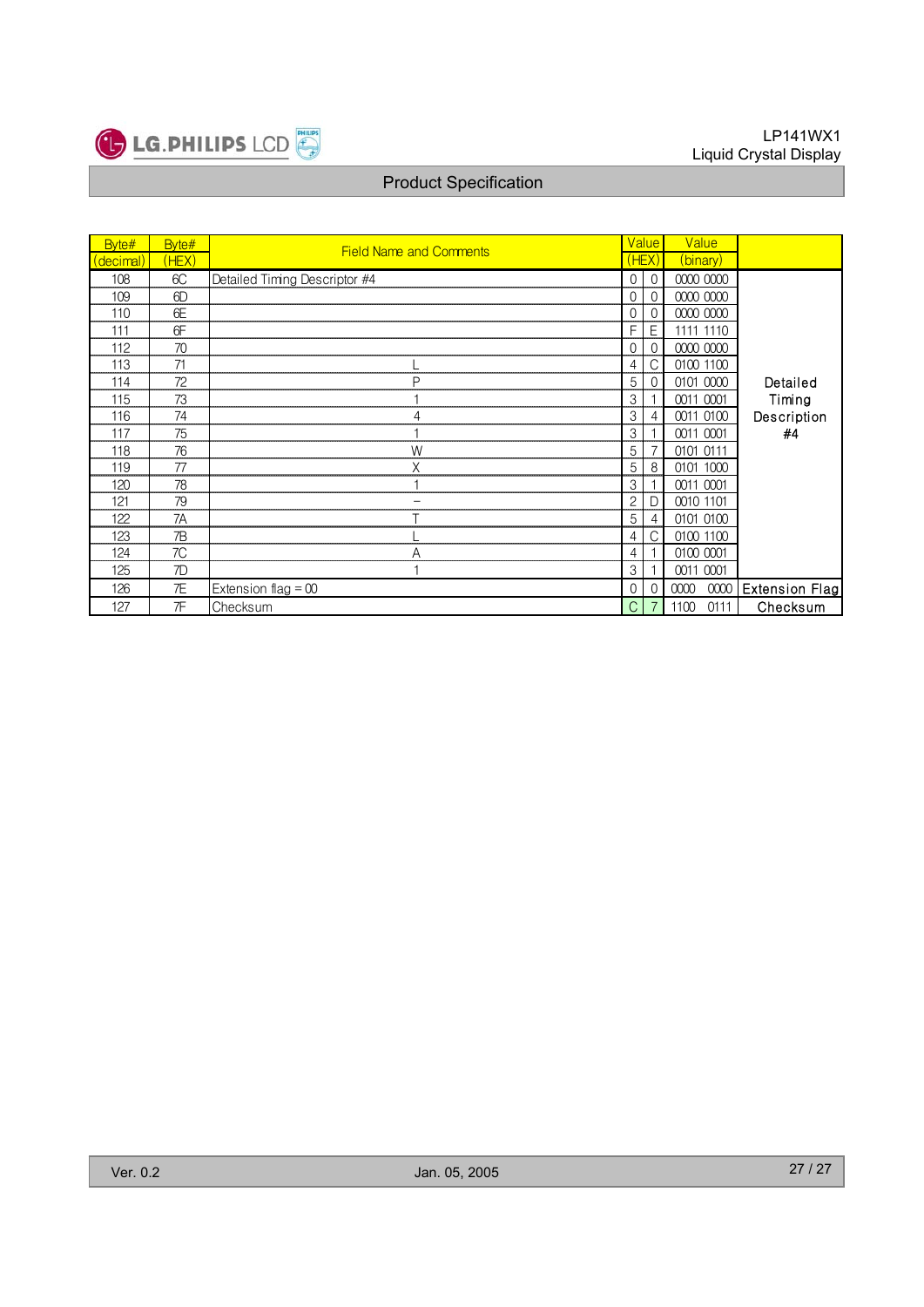| Byte# (decimal) | Byte# (HEX) | Field Name and Comments | Value (HEX) | | Value (binary) | |
|---|---|---|---|---|---|---|
| 108 | 6C | Detailed Timing Descriptor #4 | 0 | 0 | 0000 0000 | Detailed Timing Description #4 |
| 109 | 6D | | 0 | 0 | 0000 0000 | |
| 110 | 6E | | 0 | 0 | 0000 0000 | |
| 111 | 6F | | F | E | 1111 1110 | |
| 112 | 70 | | 0 | 0 | 0000 0000 | |
| 113 | 71 | L | 4 | C | 0100 1100 | |
| 114 | 72 | P | 5 | 0 | 0101 0000 | |
| 115 | 73 | 1 | 3 | 1 | 0011 0001 | |
| 116 | 74 | 4 | 3 | 4 | 0011 0100 | |
| 117 | 75 | 1 | 3 | 1 | 0011 0001 | |
| 118 | 76 | W | 5 | 7 | 0101 0111 | |
| 119 | 77 | X | 5 | 8 | 0101 1000 | |
| 120 | 78 | 1 | 3 | 1 | 0011 0001 | |
| 121 | 79 | – | 2 | D | 0010 1101 | |
| 122 | 7A | T | 5 | 4 | 0101 0100 | |
| 123 | 7B | L | 4 | C | 0100 1100 | |
| 124 | 7C | A | 4 | 1 | 0100 0001 | |
| 125 | 7D | 1 | 3 | 1 | 0011 0001 | |
| 126 | 7E | Extension flag = 00 | 0 | 0 | 0000 0000 | Extension Flag |
| 127 | 7F | Checksum | C | 7 | 1100 0111 | Checksum |